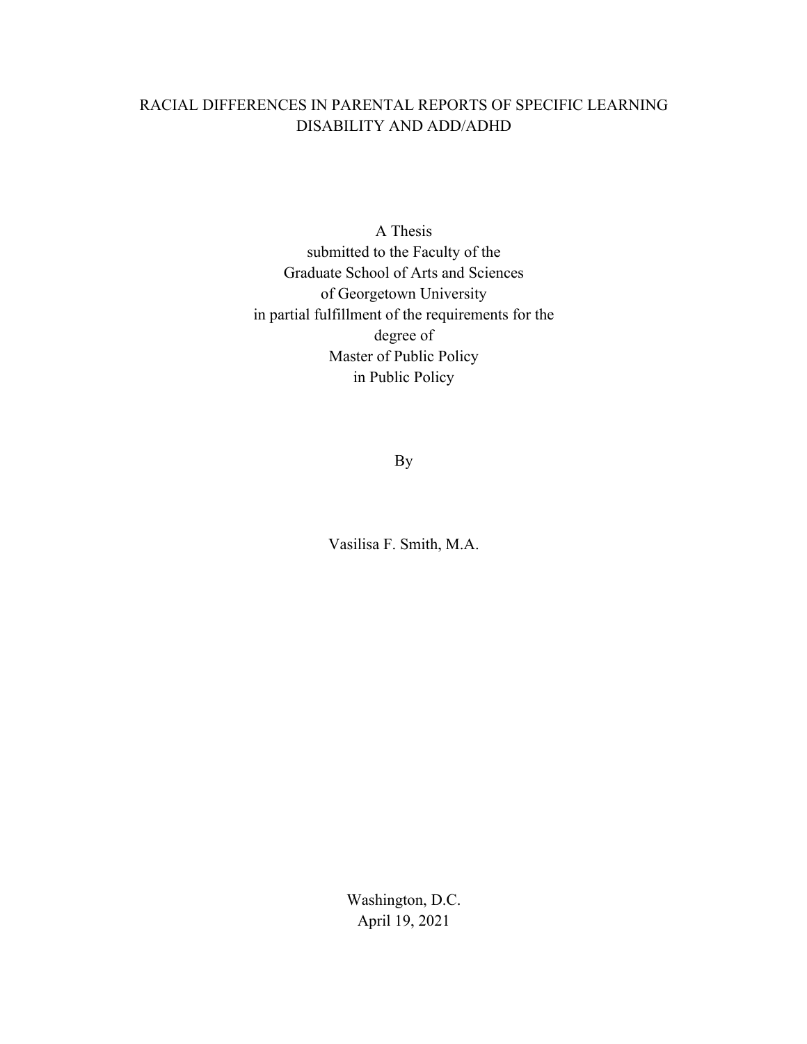# RACIAL DIFFERENCES IN PARENTAL REPORTS OF SPECIFIC LEARNING DISABILITY AND ADD/ADHD

A Thesis
submitted to the Faculty of the
Graduate School of Arts and Sciences
of Georgetown University
in partial fulfillment of the requirements for the
degree of
Master of Public Policy
in Public Policy

By

Vasilisa F. Smith, M.A.

Washington, D.C.
April 19, 2021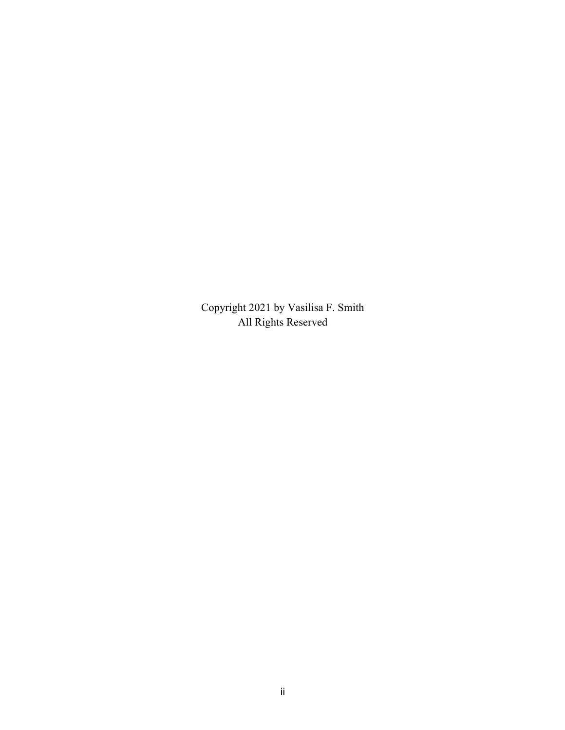Copyright 2021 by Vasilisa F. Smith
All Rights Reserved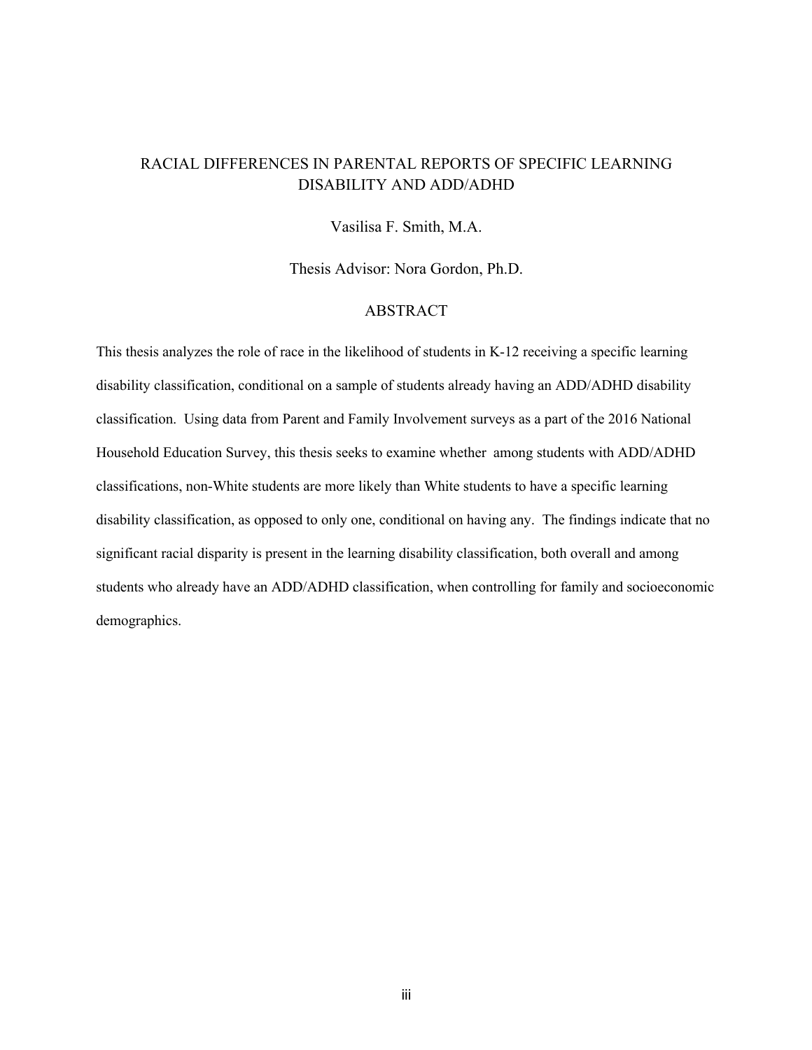# RACIAL DIFFERENCES IN PARENTAL REPORTS OF SPECIFIC LEARNING DISABILITY AND ADD/ADHD

Vasilisa F. Smith, M.A.

Thesis Advisor: Nora Gordon, Ph.D.

## ABSTRACT

This thesis analyzes the role of race in the likelihood of students in K-12 receiving a specific learning disability classification, conditional on a sample of students already having an ADD/ADHD disability classification. Using data from Parent and Family Involvement surveys as a part of the 2016 National Household Education Survey, this thesis seeks to examine whether among students with ADD/ADHD classifications, non-White students are more likely than White students to have a specific learning disability classification, as opposed to only one, conditional on having any. The findings indicate that no significant racial disparity is present in the learning disability classification, both overall and among students who already have an ADD/ADHD classification, when controlling for family and socioeconomic demographics.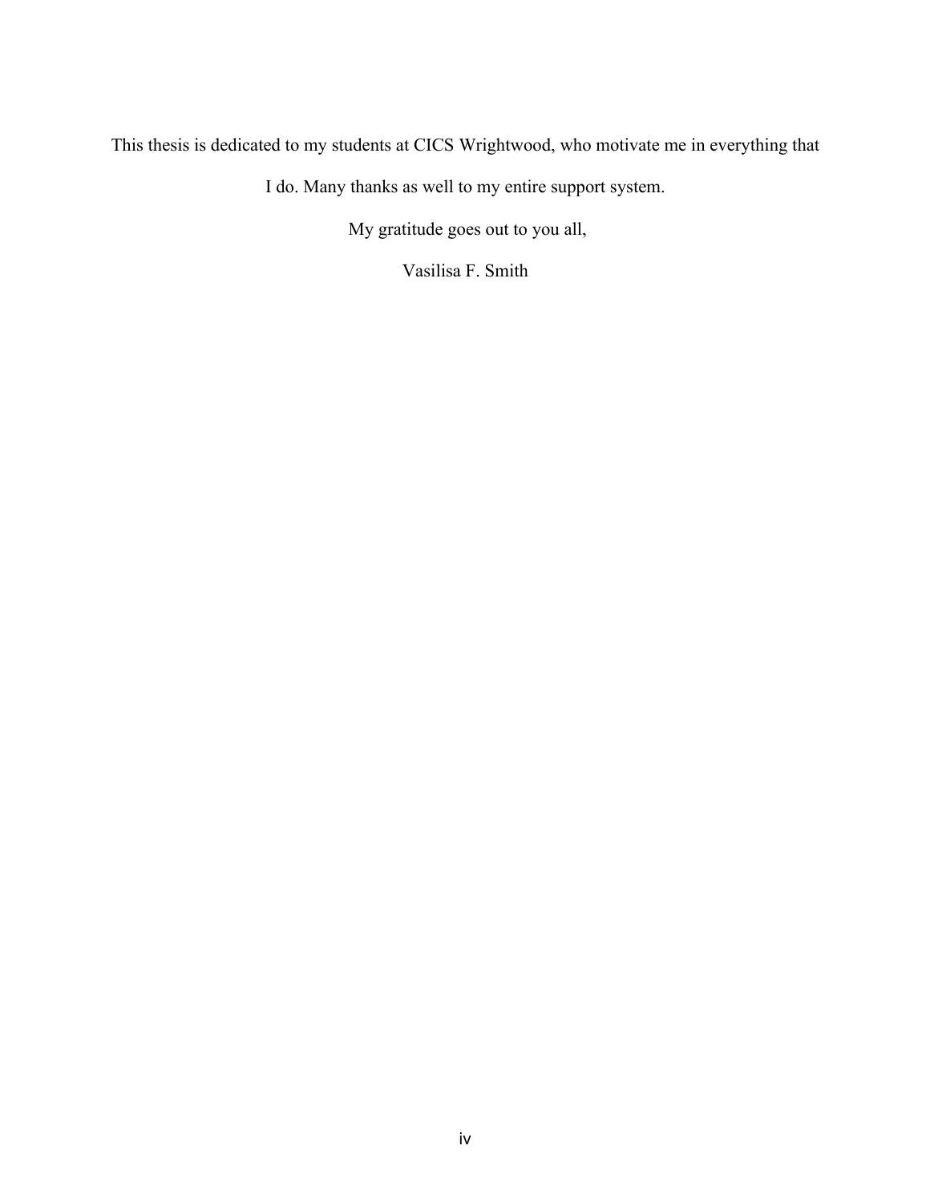This thesis is dedicated to my students at CICS Wrightwood, who motivate me in everything that I do. Many thanks as well to my entire support system.

My gratitude goes out to you all,

Vasilisa F. Smith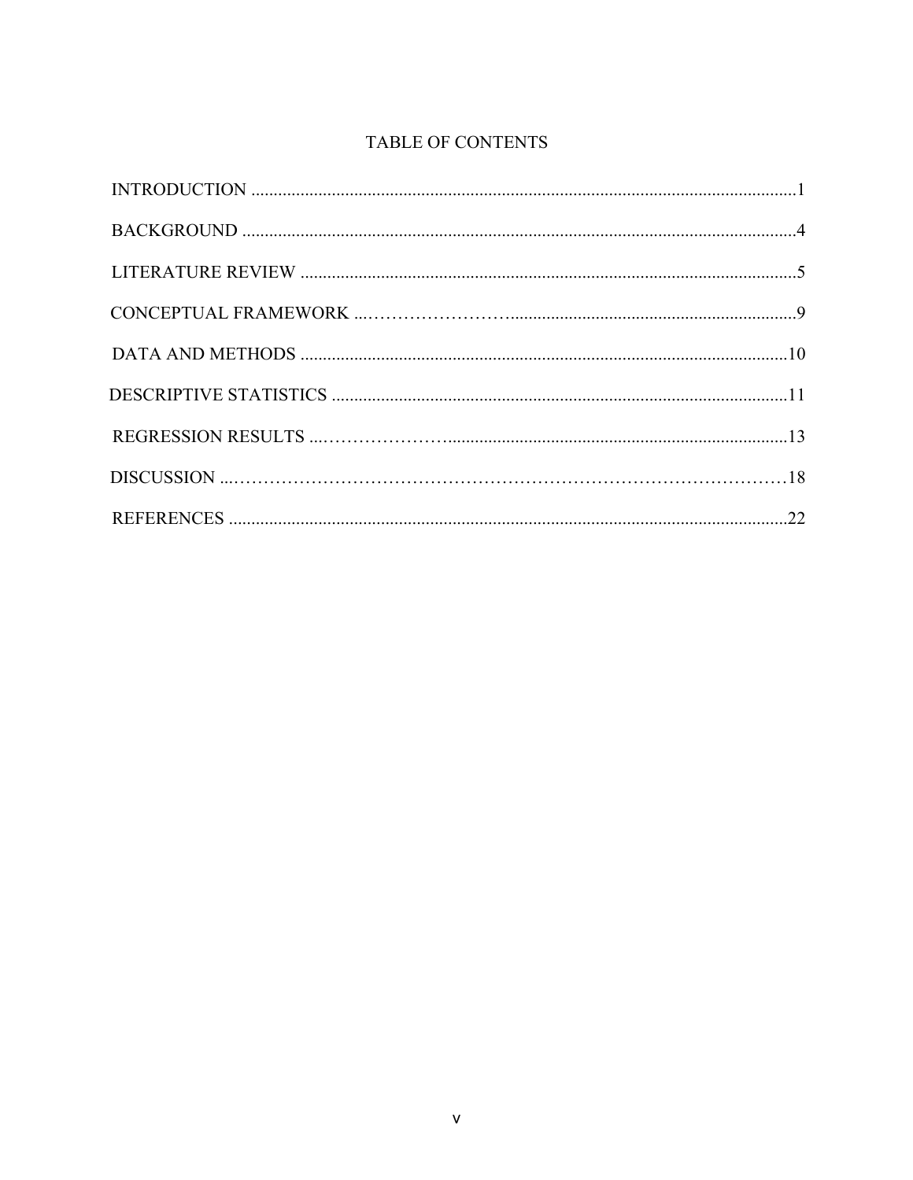# TABLE OF CONTENTS

INTRODUCTION ..........................................................................................................................1

BACKGROUND ...........................................................................................................................4

LITERATURE REVIEW ...............................................................................................................5

CONCEPTUAL FRAMEWORK ......................................................................................................9

DATA AND METHODS .............................................................................................................10

DESCRIPTIVE STATISTICS .......................................................................................................11

REGRESSION RESULTS ............................................................................................................13

DISCUSSION ..............................................................................................................................18

REFERENCES .............................................................................................................................22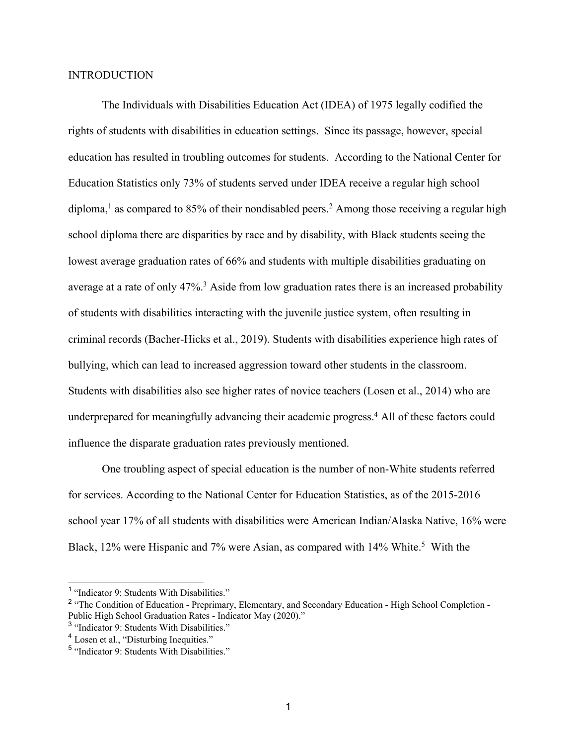## INTRODUCTION

The Individuals with Disabilities Education Act (IDEA) of 1975 legally codified the rights of students with disabilities in education settings. Since its passage, however, special education has resulted in troubling outcomes for students. According to the National Center for Education Statistics only 73% of students served under IDEA receive a regular high school diploma,[1] as compared to 85% of their nondisabled peers.[2] Among those receiving a regular high school diploma there are disparities by race and by disability, with Black students seeing the lowest average graduation rates of 66% and students with multiple disabilities graduating on average at a rate of only 47%.[3] Aside from low graduation rates there is an increased probability of students with disabilities interacting with the juvenile justice system, often resulting in criminal records (Bacher-Hicks et al., 2019). Students with disabilities experience high rates of bullying, which can lead to increased aggression toward other students in the classroom. Students with disabilities also see higher rates of novice teachers (Losen et al., 2014) who are underprepared for meaningfully advancing their academic progress.[4] All of these factors could influence the disparate graduation rates previously mentioned.

One troubling aspect of special education is the number of non-White students referred for services. According to the National Center for Education Statistics, as of the 2015-2016 school year 17% of all students with disabilities were American Indian/Alaska Native, 16% were Black, 12% were Hispanic and 7% were Asian, as compared with 14% White.[5] With the

---

[1] "Indicator 9: Students With Disabilities."

[2] "The Condition of Education - Preprimary, Elementary, and Secondary Education - High School Completion - Public High School Graduation Rates - Indicator May (2020)."

[3] "Indicator 9: Students With Disabilities."

[4] Losen et al., "Disturbing Inequities."

[5] "Indicator 9: Students With Disabilities."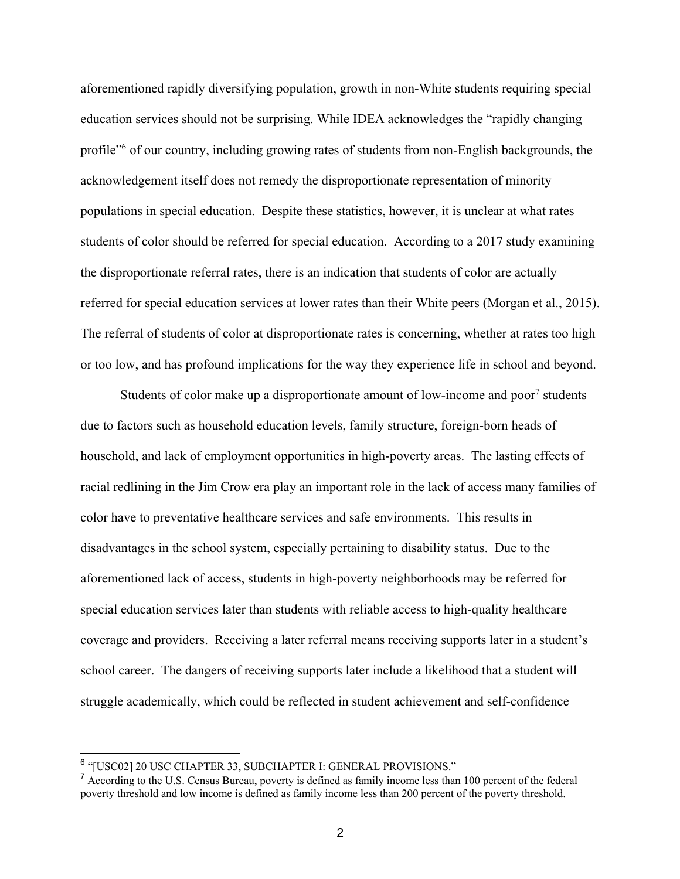aforementioned rapidly diversifying population, growth in non-White students requiring special education services should not be surprising. While IDEA acknowledges the "rapidly changing profile"[6] of our country, including growing rates of students from non-English backgrounds, the acknowledgement itself does not remedy the disproportionate representation of minority populations in special education. Despite these statistics, however, it is unclear at what rates students of color should be referred for special education. According to a 2017 study examining the disproportionate referral rates, there is an indication that students of color are actually referred for special education services at lower rates than their White peers (Morgan et al., 2015). The referral of students of color at disproportionate rates is concerning, whether at rates too high or too low, and has profound implications for the way they experience life in school and beyond.

Students of color make up a disproportionate amount of low-income and poor[7] students due to factors such as household education levels, family structure, foreign-born heads of household, and lack of employment opportunities in high-poverty areas. The lasting effects of racial redlining in the Jim Crow era play an important role in the lack of access many families of color have to preventative healthcare services and safe environments. This results in disadvantages in the school system, especially pertaining to disability status. Due to the aforementioned lack of access, students in high-poverty neighborhoods may be referred for special education services later than students with reliable access to high-quality healthcare coverage and providers. Receiving a later referral means receiving supports later in a student's school career. The dangers of receiving supports later include a likelihood that a student will struggle academically, which could be reflected in student achievement and self-confidence

---

[6] "[USC02] 20 USC CHAPTER 33, SUBCHAPTER I: GENERAL PROVISIONS."

[7] According to the U.S. Census Bureau, poverty is defined as family income less than 100 percent of the federal poverty threshold and low income is defined as family income less than 200 percent of the poverty threshold.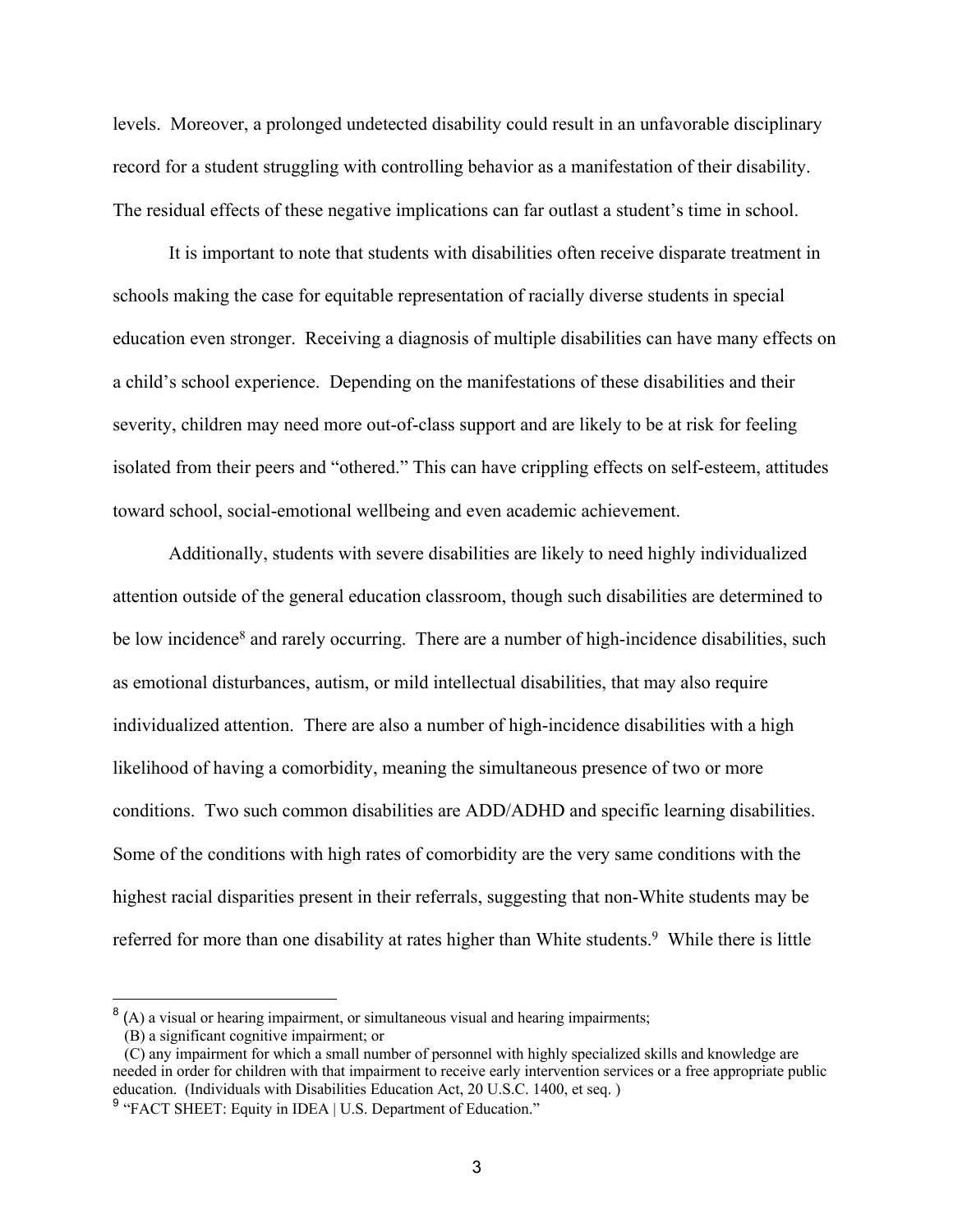levels. Moreover, a prolonged undetected disability could result in an unfavorable disciplinary record for a student struggling with controlling behavior as a manifestation of their disability. The residual effects of these negative implications can far outlast a student's time in school.

It is important to note that students with disabilities often receive disparate treatment in schools making the case for equitable representation of racially diverse students in special education even stronger. Receiving a diagnosis of multiple disabilities can have many effects on a child's school experience. Depending on the manifestations of these disabilities and their severity, children may need more out-of-class support and are likely to be at risk for feeling isolated from their peers and "othered." This can have crippling effects on self-esteem, attitudes toward school, social-emotional wellbeing and even academic achievement.

Additionally, students with severe disabilities are likely to need highly individualized attention outside of the general education classroom, though such disabilities are determined to be low incidence[8] and rarely occurring. There are a number of high-incidence disabilities, such as emotional disturbances, autism, or mild intellectual disabilities, that may also require individualized attention. There are also a number of high-incidence disabilities with a high likelihood of having a comorbidity, meaning the simultaneous presence of two or more conditions. Two such common disabilities are ADD/ADHD and specific learning disabilities. Some of the conditions with high rates of comorbidity are the very same conditions with the highest racial disparities present in their referrals, suggesting that non-White students may be referred for more than one disability at rates higher than White students.[9] While there is little

---

[8] (A) a visual or hearing impairment, or simultaneous visual and hearing impairments;
(B) a significant cognitive impairment; or
(C) any impairment for which a small number of personnel with highly specialized skills and knowledge are needed in order for children with that impairment to receive early intervention services or a free appropriate public education. (Individuals with Disabilities Education Act, 20 U.S.C. 1400, et seq. )

[9] "FACT SHEET: Equity in IDEA | U.S. Department of Education."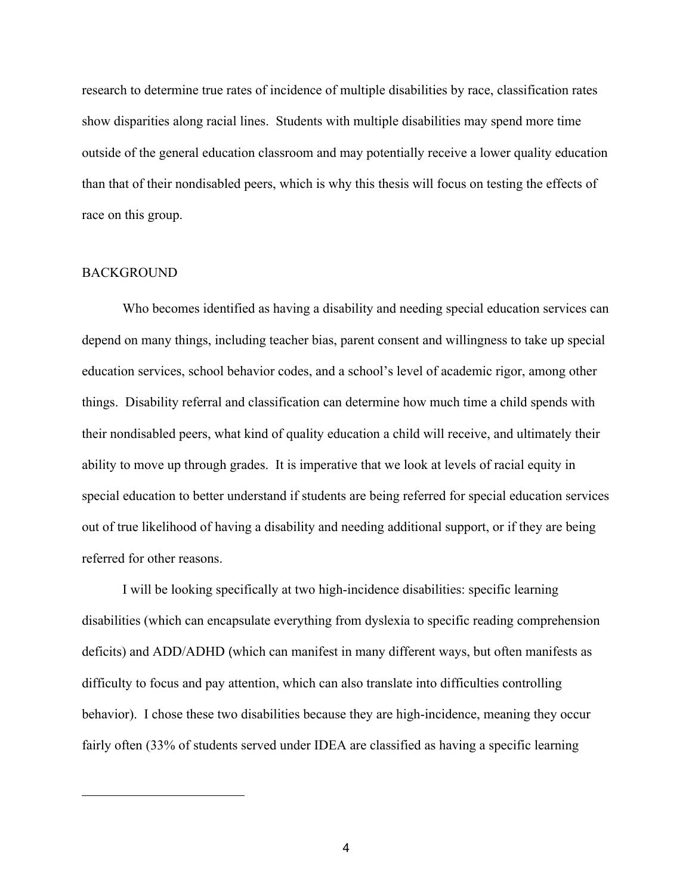research to determine true rates of incidence of multiple disabilities by race, classification rates show disparities along racial lines. Students with multiple disabilities may spend more time outside of the general education classroom and may potentially receive a lower quality education than that of their nondisabled peers, which is why this thesis will focus on testing the effects of race on this group.

## BACKGROUND

Who becomes identified as having a disability and needing special education services can depend on many things, including teacher bias, parent consent and willingness to take up special education services, school behavior codes, and a school's level of academic rigor, among other things. Disability referral and classification can determine how much time a child spends with their nondisabled peers, what kind of quality education a child will receive, and ultimately their ability to move up through grades. It is imperative that we look at levels of racial equity in special education to better understand if students are being referred for special education services out of true likelihood of having a disability and needing additional support, or if they are being referred for other reasons.

I will be looking specifically at two high-incidence disabilities: specific learning disabilities (which can encapsulate everything from dyslexia to specific reading comprehension deficits) and ADD/ADHD (which can manifest in many different ways, but often manifests as difficulty to focus and pay attention, which can also translate into difficulties controlling behavior). I chose these two disabilities because they are high-incidence, meaning they occur fairly often (33% of students served under IDEA are classified as having a specific learning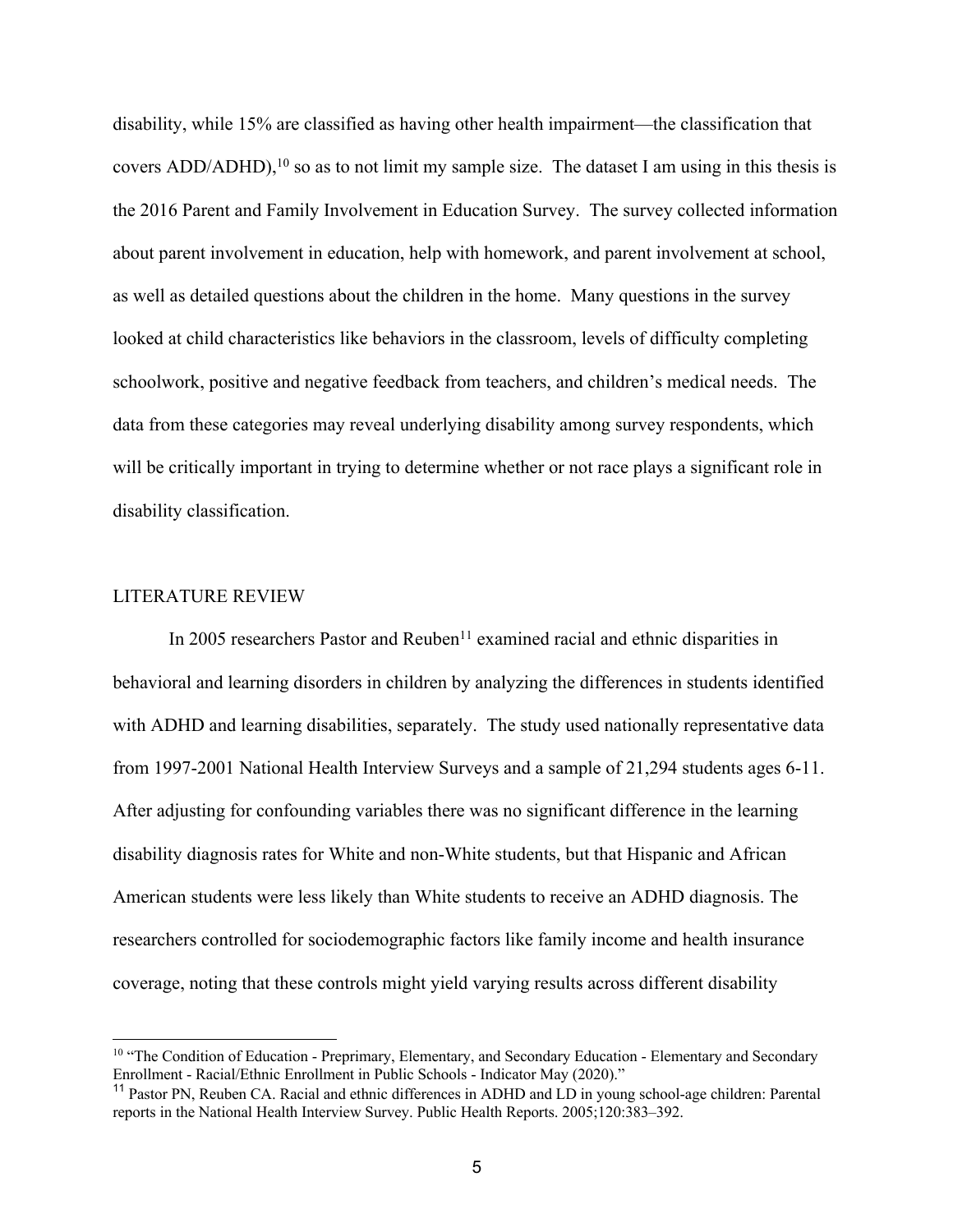disability, while 15% are classified as having other health impairment—the classification that covers ADD/ADHD),[10] so as to not limit my sample size. The dataset I am using in this thesis is the 2016 Parent and Family Involvement in Education Survey. The survey collected information about parent involvement in education, help with homework, and parent involvement at school, as well as detailed questions about the children in the home. Many questions in the survey looked at child characteristics like behaviors in the classroom, levels of difficulty completing schoolwork, positive and negative feedback from teachers, and children's medical needs. The data from these categories may reveal underlying disability among survey respondents, which will be critically important in trying to determine whether or not race plays a significant role in disability classification.

## LITERATURE REVIEW

In 2005 researchers Pastor and Reuben[11] examined racial and ethnic disparities in behavioral and learning disorders in children by analyzing the differences in students identified with ADHD and learning disabilities, separately. The study used nationally representative data from 1997-2001 National Health Interview Surveys and a sample of 21,294 students ages 6-11. After adjusting for confounding variables there was no significant difference in the learning disability diagnosis rates for White and non-White students, but that Hispanic and African American students were less likely than White students to receive an ADHD diagnosis. The researchers controlled for sociodemographic factors like family income and health insurance coverage, noting that these controls might yield varying results across different disability

---

[10] "The Condition of Education - Preprimary, Elementary, and Secondary Education - Elementary and Secondary Enrollment - Racial/Ethnic Enrollment in Public Schools - Indicator May (2020)."

[11] Pastor PN, Reuben CA. Racial and ethnic differences in ADHD and LD in young school-age children: Parental reports in the National Health Interview Survey. Public Health Reports. 2005;120:383–392.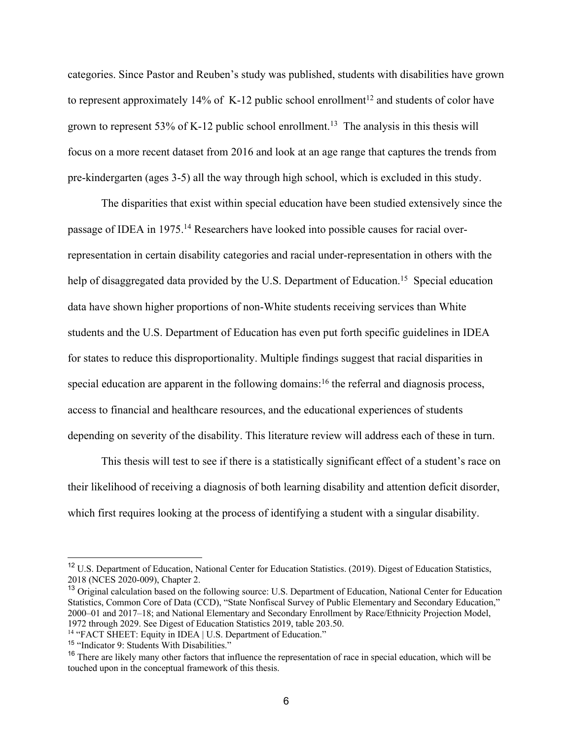categories. Since Pastor and Reuben's study was published, students with disabilities have grown to represent approximately 14% of K-12 public school enrollment[12] and students of color have grown to represent 53% of K-12 public school enrollment.[13] The analysis in this thesis will focus on a more recent dataset from 2016 and look at an age range that captures the trends from pre-kindergarten (ages 3-5) all the way through high school, which is excluded in this study.

The disparities that exist within special education have been studied extensively since the passage of IDEA in 1975.[14] Researchers have looked into possible causes for racial over-representation in certain disability categories and racial under-representation in others with the help of disaggregated data provided by the U.S. Department of Education.[15] Special education data have shown higher proportions of non-White students receiving services than White students and the U.S. Department of Education has even put forth specific guidelines in IDEA for states to reduce this disproportionality. Multiple findings suggest that racial disparities in special education are apparent in the following domains:[16] the referral and diagnosis process, access to financial and healthcare resources, and the educational experiences of students depending on severity of the disability. This literature review will address each of these in turn.

This thesis will test to see if there is a statistically significant effect of a student's race on their likelihood of receiving a diagnosis of both learning disability and attention deficit disorder, which first requires looking at the process of identifying a student with a singular disability.

---

[12] U.S. Department of Education, National Center for Education Statistics. (2019). Digest of Education Statistics, 2018 (NCES 2020-009), Chapter 2.

[13] Original calculation based on the following source: U.S. Department of Education, National Center for Education Statistics, Common Core of Data (CCD), "State Nonfiscal Survey of Public Elementary and Secondary Education," 2000–01 and 2017–18; and National Elementary and Secondary Enrollment by Race/Ethnicity Projection Model, 1972 through 2029. See Digest of Education Statistics 2019, table 203.50.

[14] "FACT SHEET: Equity in IDEA | U.S. Department of Education."

[15] "Indicator 9: Students With Disabilities."

[16] There are likely many other factors that influence the representation of race in special education, which will be touched upon in the conceptual framework of this thesis.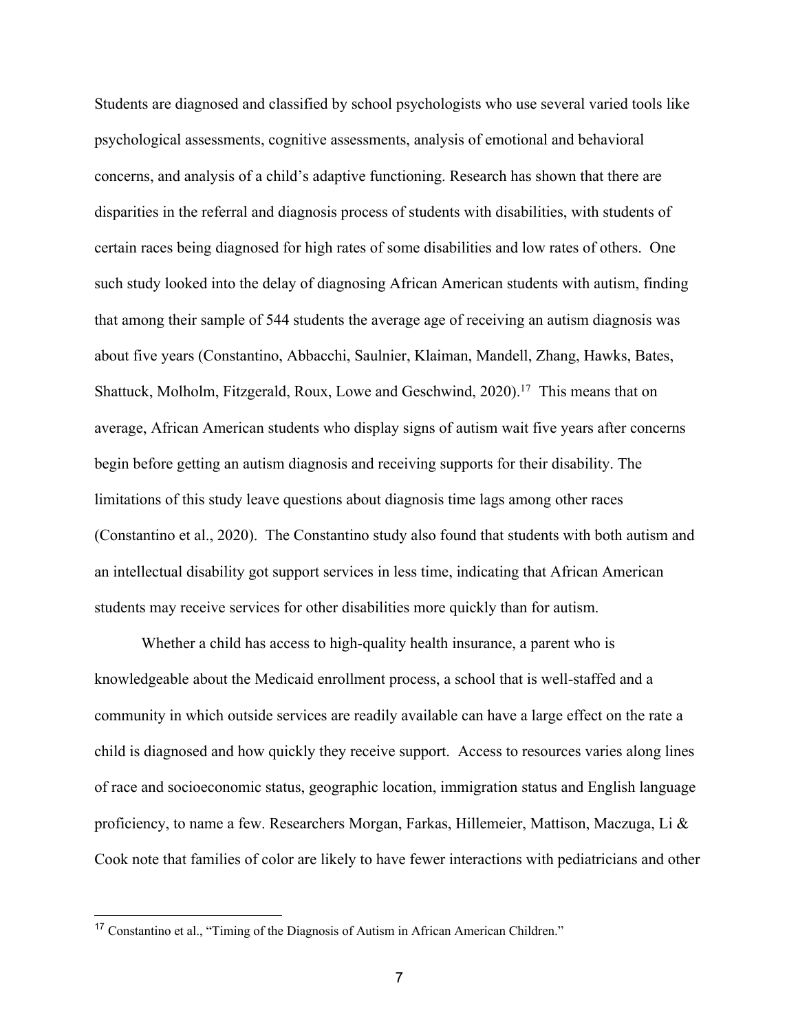Students are diagnosed and classified by school psychologists who use several varied tools like psychological assessments, cognitive assessments, analysis of emotional and behavioral concerns, and analysis of a child's adaptive functioning. Research has shown that there are disparities in the referral and diagnosis process of students with disabilities, with students of certain races being diagnosed for high rates of some disabilities and low rates of others. One such study looked into the delay of diagnosing African American students with autism, finding that among their sample of 544 students the average age of receiving an autism diagnosis was about five years (Constantino, Abbacchi, Saulnier, Klaiman, Mandell, Zhang, Hawks, Bates, Shattuck, Molholm, Fitzgerald, Roux, Lowe and Geschwind, 2020).[17] This means that on average, African American students who display signs of autism wait five years after concerns begin before getting an autism diagnosis and receiving supports for their disability. The limitations of this study leave questions about diagnosis time lags among other races (Constantino et al., 2020). The Constantino study also found that students with both autism and an intellectual disability got support services in less time, indicating that African American students may receive services for other disabilities more quickly than for autism.

Whether a child has access to high-quality health insurance, a parent who is knowledgeable about the Medicaid enrollment process, a school that is well-staffed and a community in which outside services are readily available can have a large effect on the rate a child is diagnosed and how quickly they receive support. Access to resources varies along lines of race and socioeconomic status, geographic location, immigration status and English language proficiency, to name a few. Researchers Morgan, Farkas, Hillemeier, Mattison, Maczuga, Li & Cook note that families of color are likely to have fewer interactions with pediatricians and other

---

[17] Constantino et al., "Timing of the Diagnosis of Autism in African American Children."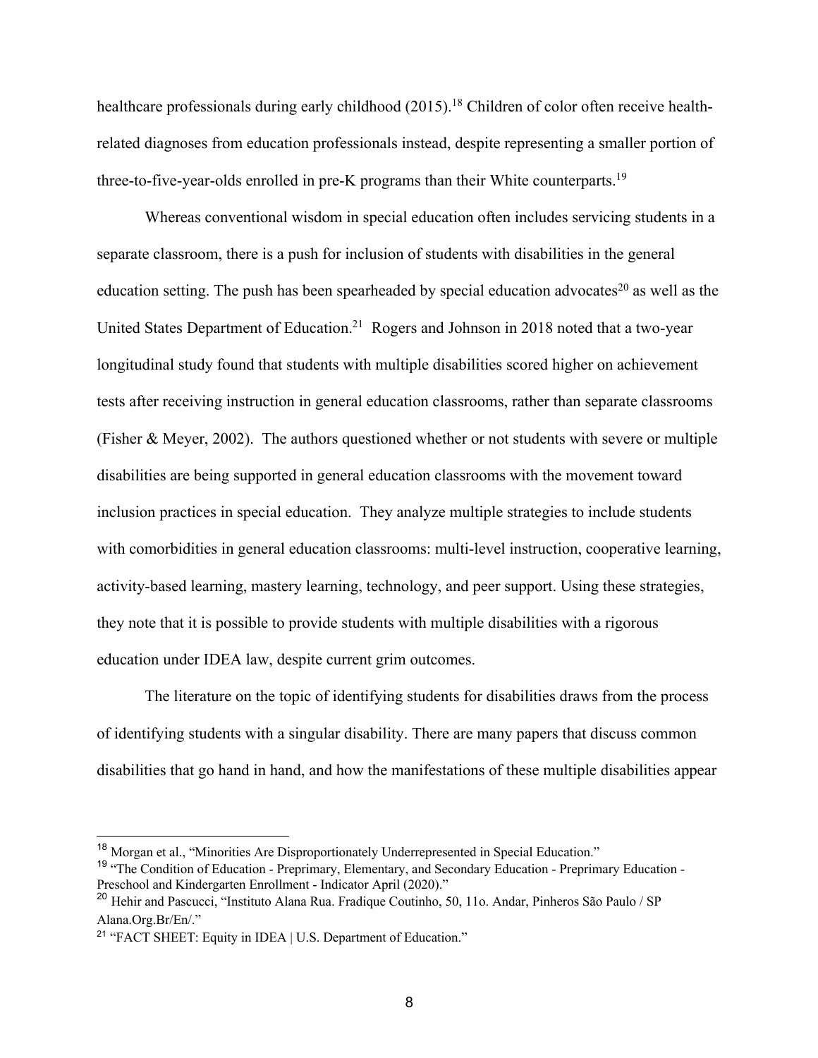healthcare professionals during early childhood (2015).[18] Children of color often receive health-related diagnoses from education professionals instead, despite representing a smaller portion of three-to-five-year-olds enrolled in pre-K programs than their White counterparts.[19]

Whereas conventional wisdom in special education often includes servicing students in a separate classroom, there is a push for inclusion of students with disabilities in the general education setting. The push has been spearheaded by special education advocates[20] as well as the United States Department of Education.[21] Rogers and Johnson in 2018 noted that a two-year longitudinal study found that students with multiple disabilities scored higher on achievement tests after receiving instruction in general education classrooms, rather than separate classrooms (Fisher & Meyer, 2002). The authors questioned whether or not students with severe or multiple disabilities are being supported in general education classrooms with the movement toward inclusion practices in special education. They analyze multiple strategies to include students with comorbidities in general education classrooms: multi-level instruction, cooperative learning, activity-based learning, mastery learning, technology, and peer support. Using these strategies, they note that it is possible to provide students with multiple disabilities with a rigorous education under IDEA law, despite current grim outcomes.

The literature on the topic of identifying students for disabilities draws from the process of identifying students with a singular disability. There are many papers that discuss common disabilities that go hand in hand, and how the manifestations of these multiple disabilities appear

---

[18] Morgan et al., "Minorities Are Disproportionately Underrepresented in Special Education."

[19] "The Condition of Education - Preprimary, Elementary, and Secondary Education - Preprimary Education - Preschool and Kindergarten Enrollment - Indicator April (2020)."

[20] Hehir and Pascucci, "Instituto Alana Rua. Fradique Coutinho, 50, 11o. Andar, Pinheros São Paulo / SP Alana.Org.Br/En/."

[21] "FACT SHEET: Equity in IDEA | U.S. Department of Education."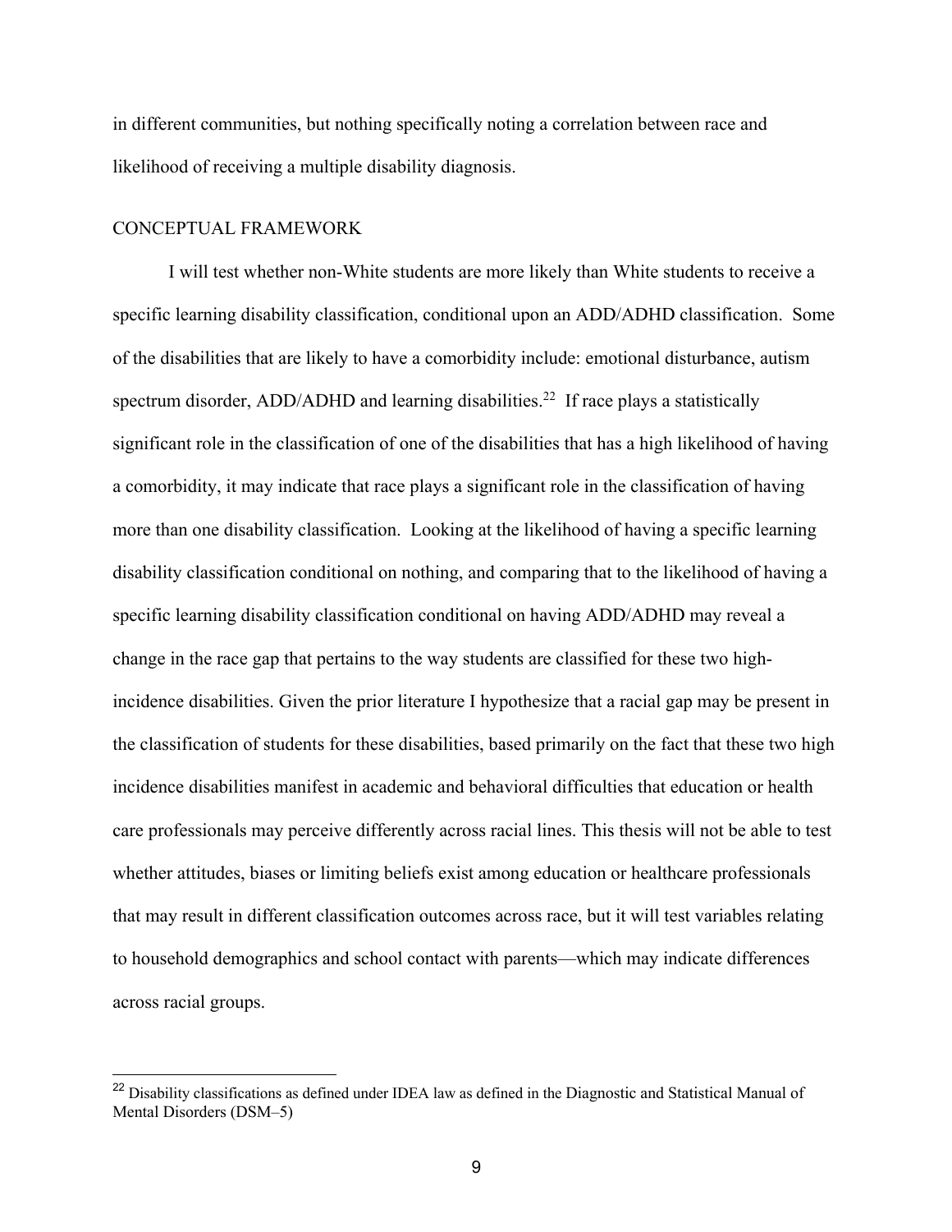in different communities, but nothing specifically noting a correlation between race and likelihood of receiving a multiple disability diagnosis.

## CONCEPTUAL FRAMEWORK

I will test whether non-White students are more likely than White students to receive a specific learning disability classification, conditional upon an ADD/ADHD classification. Some of the disabilities that are likely to have a comorbidity include: emotional disturbance, autism spectrum disorder, ADD/ADHD and learning disabilities.[22] If race plays a statistically significant role in the classification of one of the disabilities that has a high likelihood of having a comorbidity, it may indicate that race plays a significant role in the classification of having more than one disability classification. Looking at the likelihood of having a specific learning disability classification conditional on nothing, and comparing that to the likelihood of having a specific learning disability classification conditional on having ADD/ADHD may reveal a change in the race gap that pertains to the way students are classified for these two high-incidence disabilities. Given the prior literature I hypothesize that a racial gap may be present in the classification of students for these disabilities, based primarily on the fact that these two high incidence disabilities manifest in academic and behavioral difficulties that education or health care professionals may perceive differently across racial lines. This thesis will not be able to test whether attitudes, biases or limiting beliefs exist among education or healthcare professionals that may result in different classification outcomes across race, but it will test variables relating to household demographics and school contact with parents—which may indicate differences across racial groups.

[22] Disability classifications as defined under IDEA law as defined in the Diagnostic and Statistical Manual of Mental Disorders (DSM–5)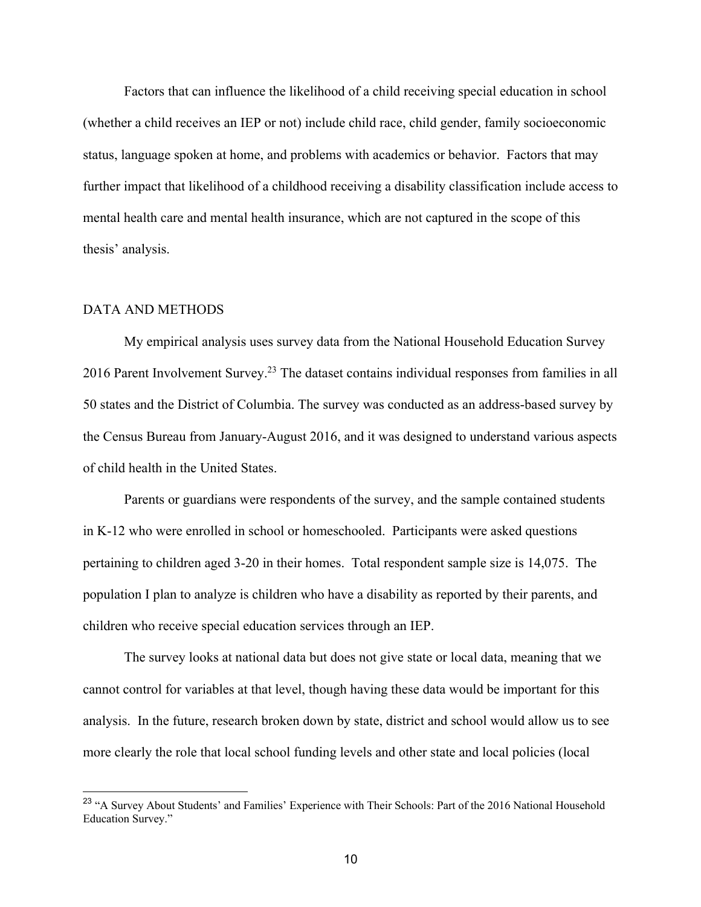Factors that can influence the likelihood of a child receiving special education in school (whether a child receives an IEP or not) include child race, child gender, family socioeconomic status, language spoken at home, and problems with academics or behavior. Factors that may further impact that likelihood of a childhood receiving a disability classification include access to mental health care and mental health insurance, which are not captured in the scope of this thesis' analysis.

## DATA AND METHODS

My empirical analysis uses survey data from the National Household Education Survey 2016 Parent Involvement Survey.[23] The dataset contains individual responses from families in all 50 states and the District of Columbia. The survey was conducted as an address-based survey by the Census Bureau from January-August 2016, and it was designed to understand various aspects of child health in the United States.

Parents or guardians were respondents of the survey, and the sample contained students in K-12 who were enrolled in school or homeschooled. Participants were asked questions pertaining to children aged 3-20 in their homes. Total respondent sample size is 14,075. The population I plan to analyze is children who have a disability as reported by their parents, and children who receive special education services through an IEP.

The survey looks at national data but does not give state or local data, meaning that we cannot control for variables at that level, though having these data would be important for this analysis. In the future, research broken down by state, district and school would allow us to see more clearly the role that local school funding levels and other state and local policies (local

[23] "A Survey About Students' and Families' Experience with Their Schools: Part of the 2016 National Household Education Survey."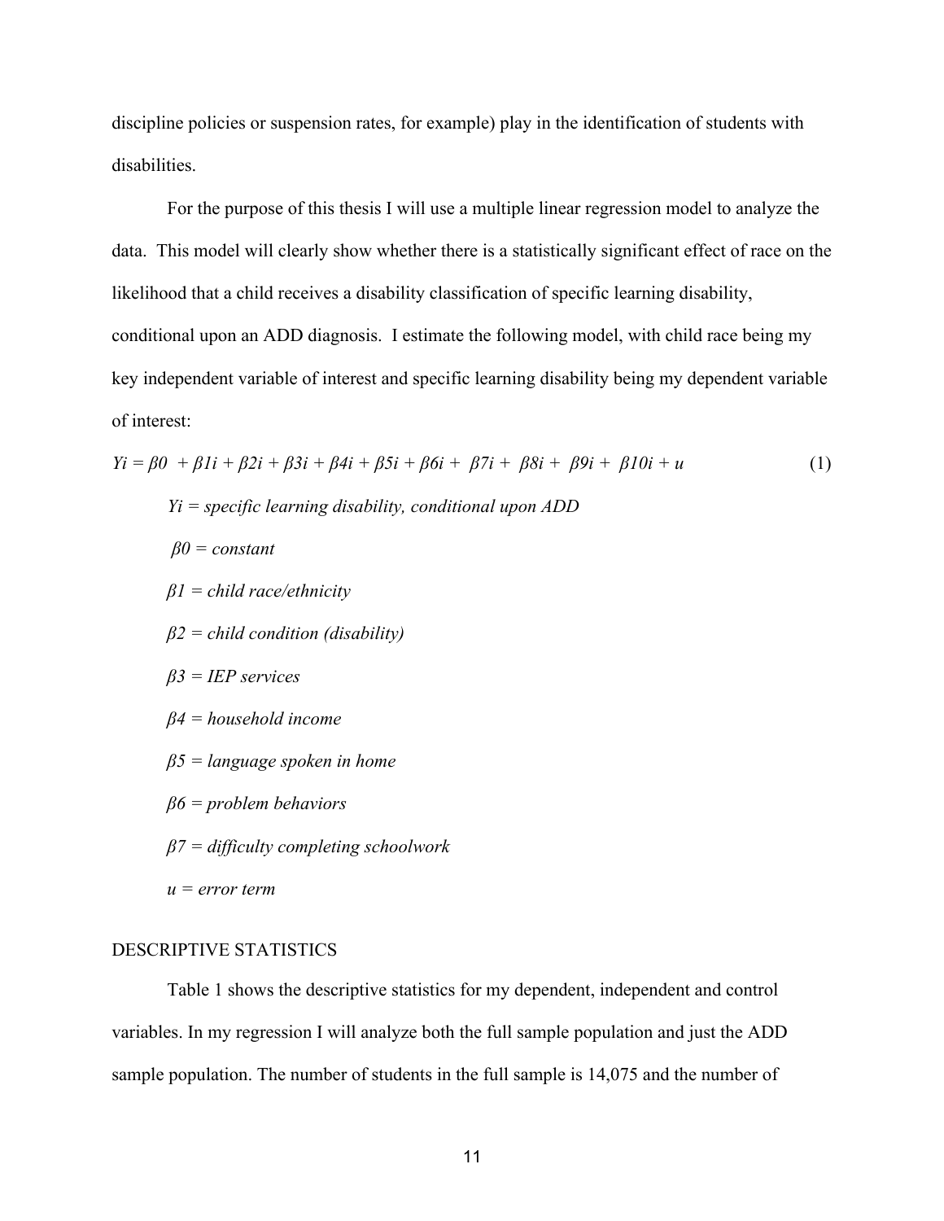discipline policies or suspension rates, for example) play in the identification of students with disabilities.

For the purpose of this thesis I will use a multiple linear regression model to analyze the data. This model will clearly show whether there is a statistically significant effect of race on the likelihood that a child receives a disability classification of specific learning disability, conditional upon an ADD diagnosis. I estimate the following model, with child race being my key independent variable of interest and specific learning disability being my dependent variable of interest:

$$Yi = \beta 0 + \beta 1i + \beta 2i + \beta 3i + \beta 4i + \beta 5i + \beta 6i + \beta 7i + \beta 8i + \beta 9i + \beta 10i + u \quad (1)$$

*Yi = specific learning disability, conditional upon ADD*

*β0 = constant*

*β1 = child race/ethnicity*

*β2 = child condition (disability)*

*β3 = IEP services*

*β4 = household income*

*β5 = language spoken in home*

*β6 = problem behaviors*

*β7 = difficulty completing schoolwork*

*u = error term*

## DESCRIPTIVE STATISTICS

Table 1 shows the descriptive statistics for my dependent, independent and control variables. In my regression I will analyze both the full sample population and just the ADD sample population. The number of students in the full sample is 14,075 and the number of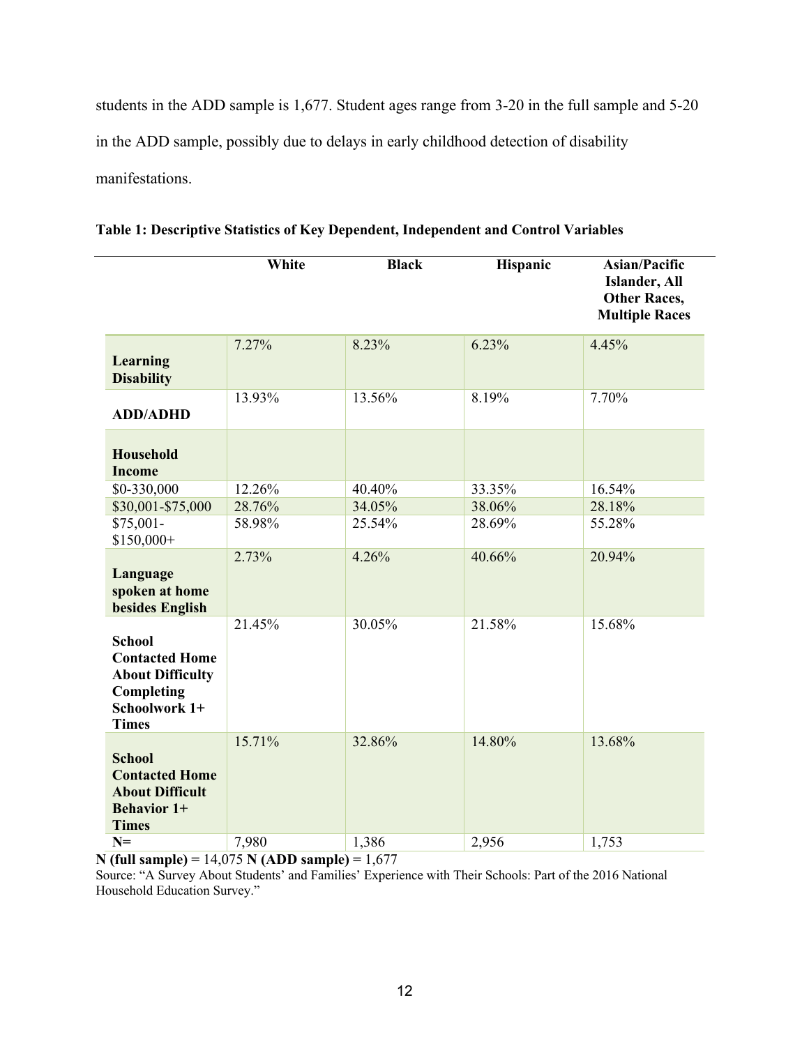students in the ADD sample is 1,677. Student ages range from 3-20 in the full sample and 5-20 in the ADD sample, possibly due to delays in early childhood detection of disability manifestations.

**Table 1: Descriptive Statistics of Key Dependent, Independent and Control Variables**

| | White | Black | Hispanic | Asian/Pacific Islander, All Other Races, Multiple Races |
|---|---|---|---|---|
| **Learning Disability** | 7.27% | 8.23% | 6.23% | 4.45% |
| **ADD/ADHD** | 13.93% | 13.56% | 8.19% | 7.70% |
| **Household Income** | | | | |
| $0-330,000 | 12.26% | 40.40% | 33.35% | 16.54% |
| $30,001-$75,000 | 28.76% | 34.05% | 38.06% | 28.18% |
| $75,001-$150,000+ | 58.98% | 25.54% | 28.69% | 55.28% |
| **Language spoken at home besides English** | 2.73% | 4.26% | 40.66% | 20.94% |
| **School Contacted Home About Difficulty Completing Schoolwork 1+ Times** | 21.45% | 30.05% | 21.58% | 15.68% |
| **School Contacted Home About Difficult Behavior 1+ Times** | 15.71% | 32.86% | 14.80% | 13.68% |
| **N=** | 7,980 | 1,386 | 2,956 | 1,753 |

**N (full sample) =** 14,075 **N (ADD sample) =** 1,677

Source: "A Survey About Students' and Families' Experience with Their Schools: Part of the 2016 National Household Education Survey."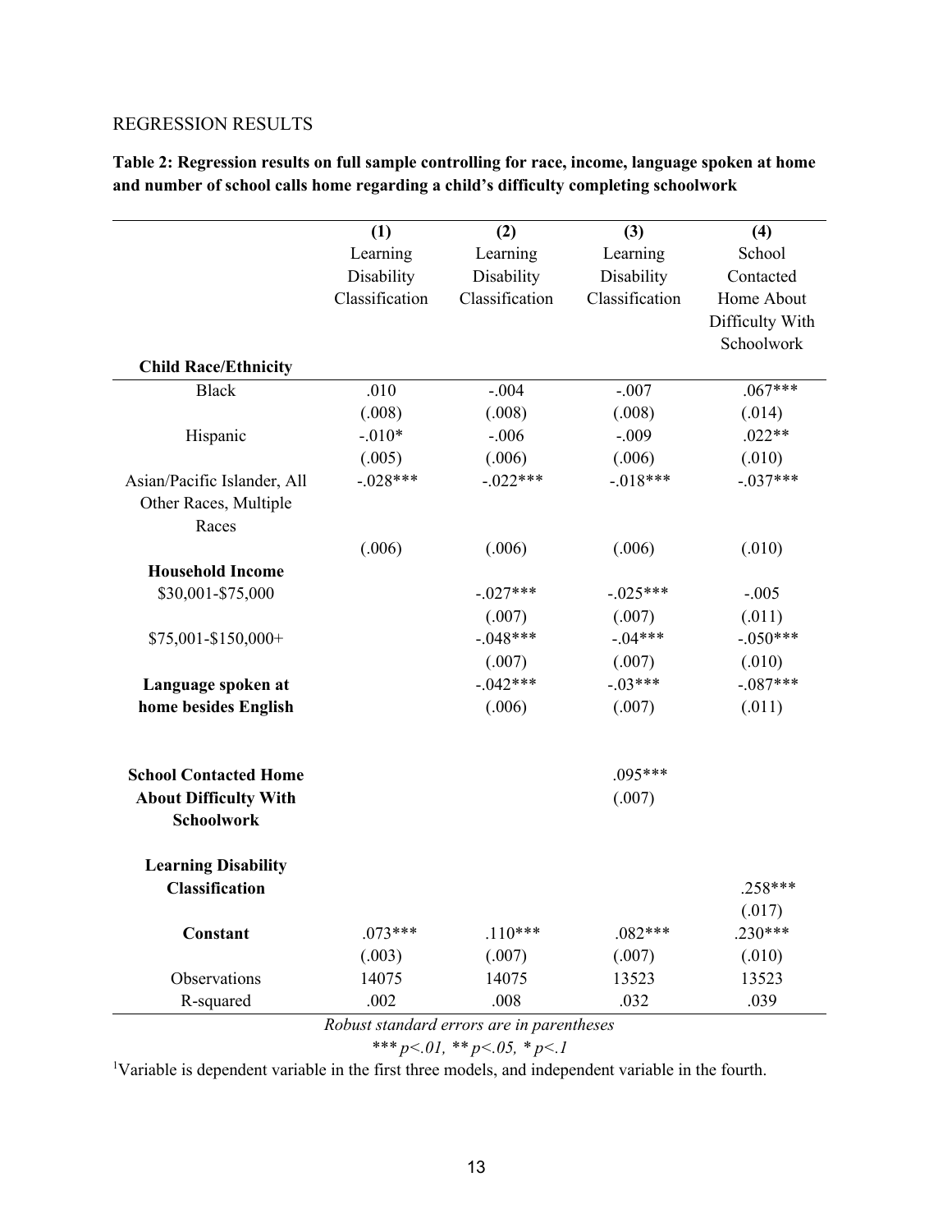REGRESSION RESULTS

**Table 2: Regression results on full sample controlling for race, income, language spoken at home and number of school calls home regarding a child's difficulty completing schoolwork**

| | (1) Learning Disability Classification | (2) Learning Disability Classification | (3) Learning Disability Classification | (4) School Contacted Home About Difficulty With Schoolwork |
|---|---|---|---|---|
| **Child Race/Ethnicity** | | | | |
| Black | .010 | -.004 | -.007 | .067*** |
| | (.008) | (.008) | (.008) | (.014) |
| Hispanic | -.010* | -.006 | -.009 | .022** |
| | (.005) | (.006) | (.006) | (.010) |
| Asian/Pacific Islander, All Other Races, Multiple Races | -.028*** | -.022*** | -.018*** | -.037*** |
| | (.006) | (.006) | (.006) | (.010) |
| **Household Income** | | | | |
| $30,001-$75,000 | | -.027*** | -.025*** | -.005 |
| | | (.007) | (.007) | (.011) |
| $75,001-$150,000+ | | -.048*** | -.04*** | -.050*** |
| | | (.007) | (.007) | (.010) |
| **Language spoken at home besides English** | | -.042*** | -.03*** | -.087*** |
| | | (.006) | (.007) | (.011) |
| **School Contacted Home About Difficulty With Schoolwork** | | | .095*** | |
| | | | (.007) | |
| **Learning Disability Classification** | | | | .258*** |
| | | | | (.017) |
| **Constant** | .073*** | .110*** | .082*** | .230*** |
| | (.003) | (.007) | (.007) | (.010) |
| Observations | 14075 | 14075 | 13523 | 13523 |
| R-squared | .002 | .008 | .032 | .039 |

*Robust standard errors are in parentheses*

*\*\*\* p<.01, \*\* p<.05, \* p<.1*

[1]Variable is dependent variable in the first three models, and independent variable in the fourth.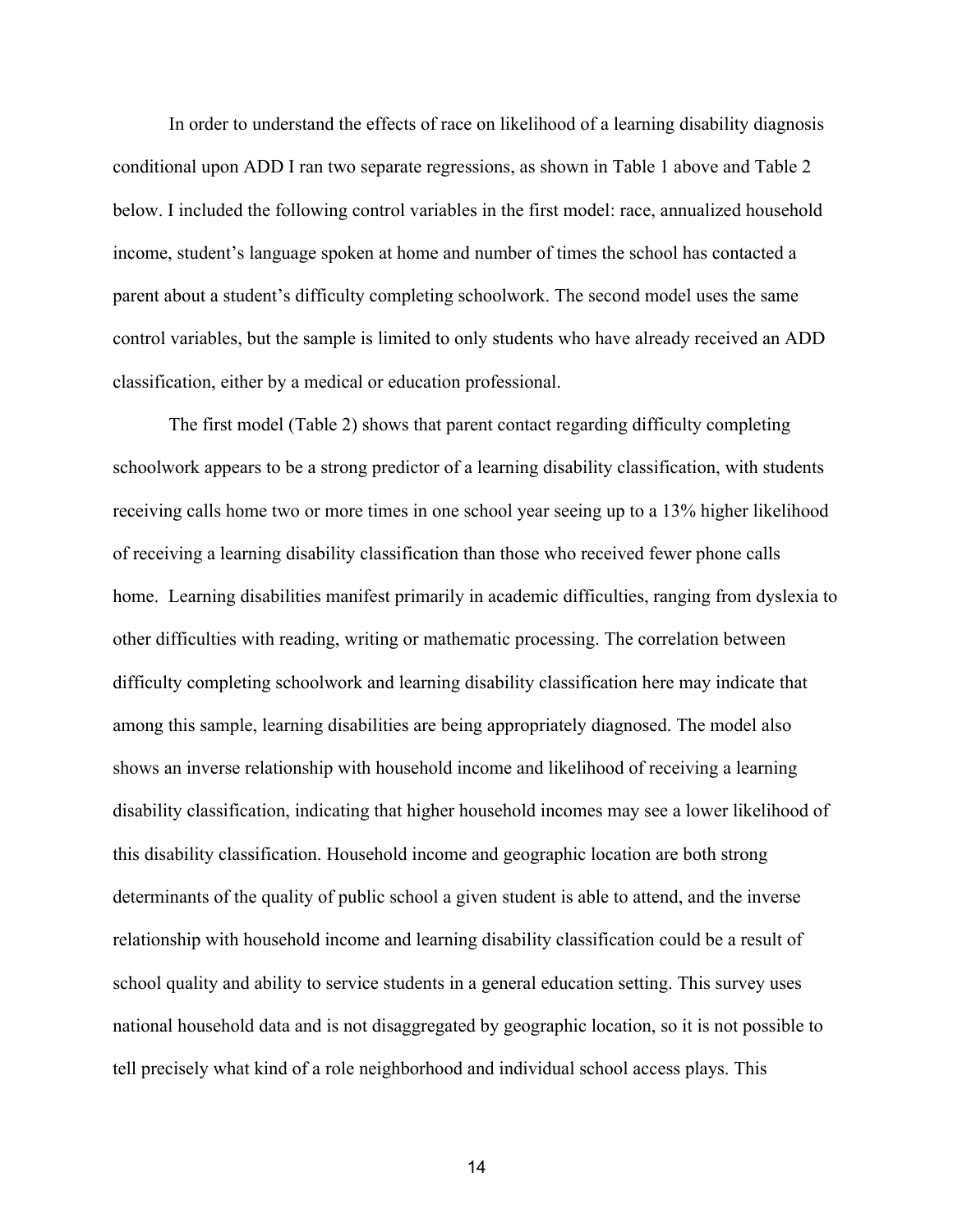In order to understand the effects of race on likelihood of a learning disability diagnosis conditional upon ADD I ran two separate regressions, as shown in Table 1 above and Table 2 below. I included the following control variables in the first model: race, annualized household income, student's language spoken at home and number of times the school has contacted a parent about a student's difficulty completing schoolwork. The second model uses the same control variables, but the sample is limited to only students who have already received an ADD classification, either by a medical or education professional.

The first model (Table 2) shows that parent contact regarding difficulty completing schoolwork appears to be a strong predictor of a learning disability classification, with students receiving calls home two or more times in one school year seeing up to a 13% higher likelihood of receiving a learning disability classification than those who received fewer phone calls home. Learning disabilities manifest primarily in academic difficulties, ranging from dyslexia to other difficulties with reading, writing or mathematic processing. The correlation between difficulty completing schoolwork and learning disability classification here may indicate that among this sample, learning disabilities are being appropriately diagnosed. The model also shows an inverse relationship with household income and likelihood of receiving a learning disability classification, indicating that higher household incomes may see a lower likelihood of this disability classification. Household income and geographic location are both strong determinants of the quality of public school a given student is able to attend, and the inverse relationship with household income and learning disability classification could be a result of school quality and ability to service students in a general education setting. This survey uses national household data and is not disaggregated by geographic location, so it is not possible to tell precisely what kind of a role neighborhood and individual school access plays. This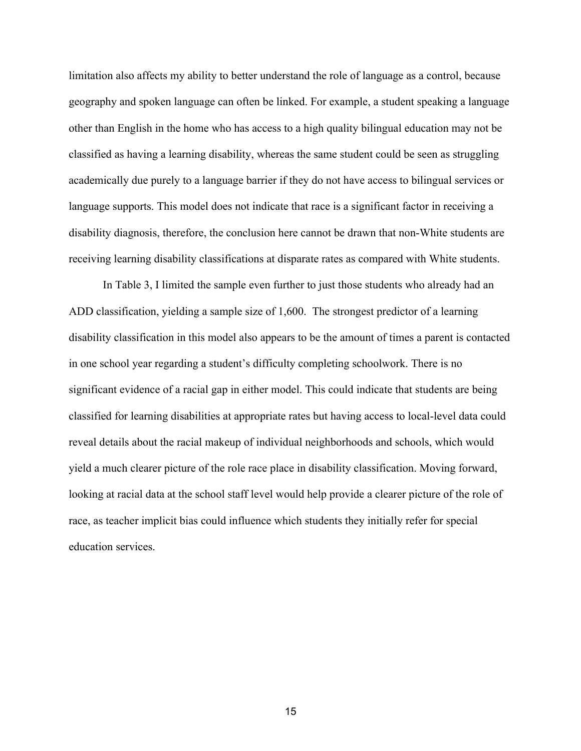limitation also affects my ability to better understand the role of language as a control, because geography and spoken language can often be linked. For example, a student speaking a language other than English in the home who has access to a high quality bilingual education may not be classified as having a learning disability, whereas the same student could be seen as struggling academically due purely to a language barrier if they do not have access to bilingual services or language supports. This model does not indicate that race is a significant factor in receiving a disability diagnosis, therefore, the conclusion here cannot be drawn that non-White students are receiving learning disability classifications at disparate rates as compared with White students.

In Table 3, I limited the sample even further to just those students who already had an ADD classification, yielding a sample size of 1,600. The strongest predictor of a learning disability classification in this model also appears to be the amount of times a parent is contacted in one school year regarding a student's difficulty completing schoolwork. There is no significant evidence of a racial gap in either model. This could indicate that students are being classified for learning disabilities at appropriate rates but having access to local-level data could reveal details about the racial makeup of individual neighborhoods and schools, which would yield a much clearer picture of the role race place in disability classification. Moving forward, looking at racial data at the school staff level would help provide a clearer picture of the role of race, as teacher implicit bias could influence which students they initially refer for special education services.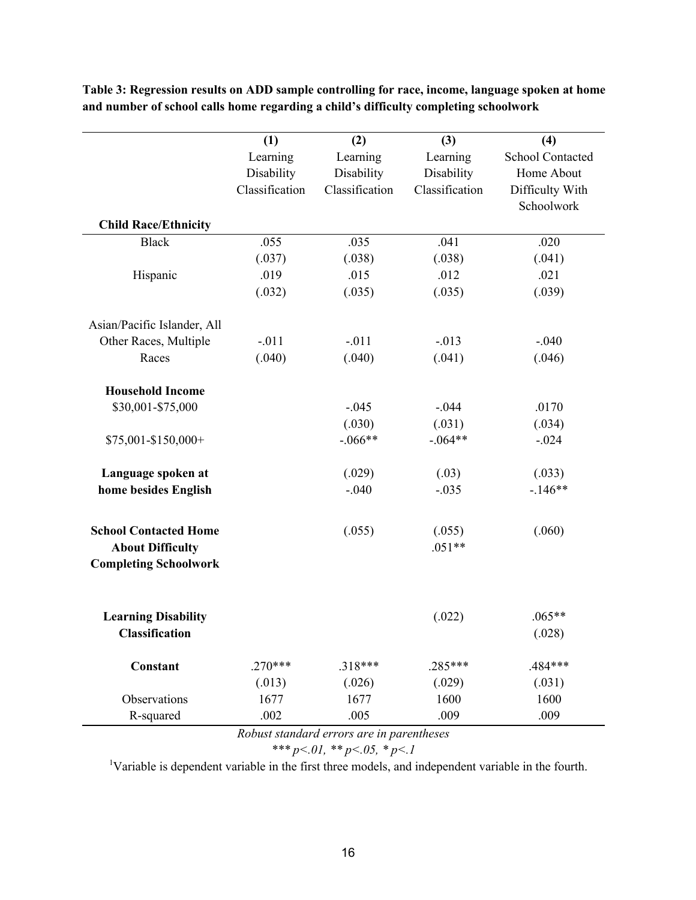**Table 3: Regression results on ADD sample controlling for race, income, language spoken at home and number of school calls home regarding a child's difficulty completing schoolwork**

| | (1) Learning Disability Classification | (2) Learning Disability Classification | (3) Learning Disability Classification | (4) School Contacted Home About Difficulty With Schoolwork |
|---|---|---|---|---|
| **Child Race/Ethnicity** | | | | |
| Black | .055 | .035 | .041 | .020 |
| | (.037) | (.038) | (.038) | (.041) |
| Hispanic | .019 | .015 | .012 | .021 |
| | (.032) | (.035) | (.035) | (.039) |
| Asian/Pacific Islander, All Other Races, Multiple Races | -.011 | -.011 | -.013 | -.040 |
| | (.040) | (.040) | (.041) | (.046) |
| **Household Income** | | | | |
| $30,001-$75,000 | | -.045 | -.044 | .0170 |
| | | (.030) | (.031) | (.034) |
| $75,001-$150,000+ | | -.066** | -.064** | -.024 |
| | | (.029) | (.03) | (.033) |
| **Language spoken at home besides English** | | -.040 | -.035 | -.146** |
| | | (.055) | (.055) | (.060) |
| **School Contacted Home About Difficulty Completing Schoolwork** | | | .051** | |
| | | | (.022) | |
| **Learning Disability Classification** | | | | .065** |
| | | | | (.028) |
| **Constant** | .270*** | .318*** | .285*** | .484*** |
| | (.013) | (.026) | (.029) | (.031) |
| Observations | 1677 | 1677 | 1600 | 1600 |
| R-squared | .002 | .005 | .009 | .009 |

*Robust standard errors are in parentheses*

*\*\*\* p<.01, \*\* p<.05, \* p<.1*

[1]Variable is dependent variable in the first three models, and independent variable in the fourth.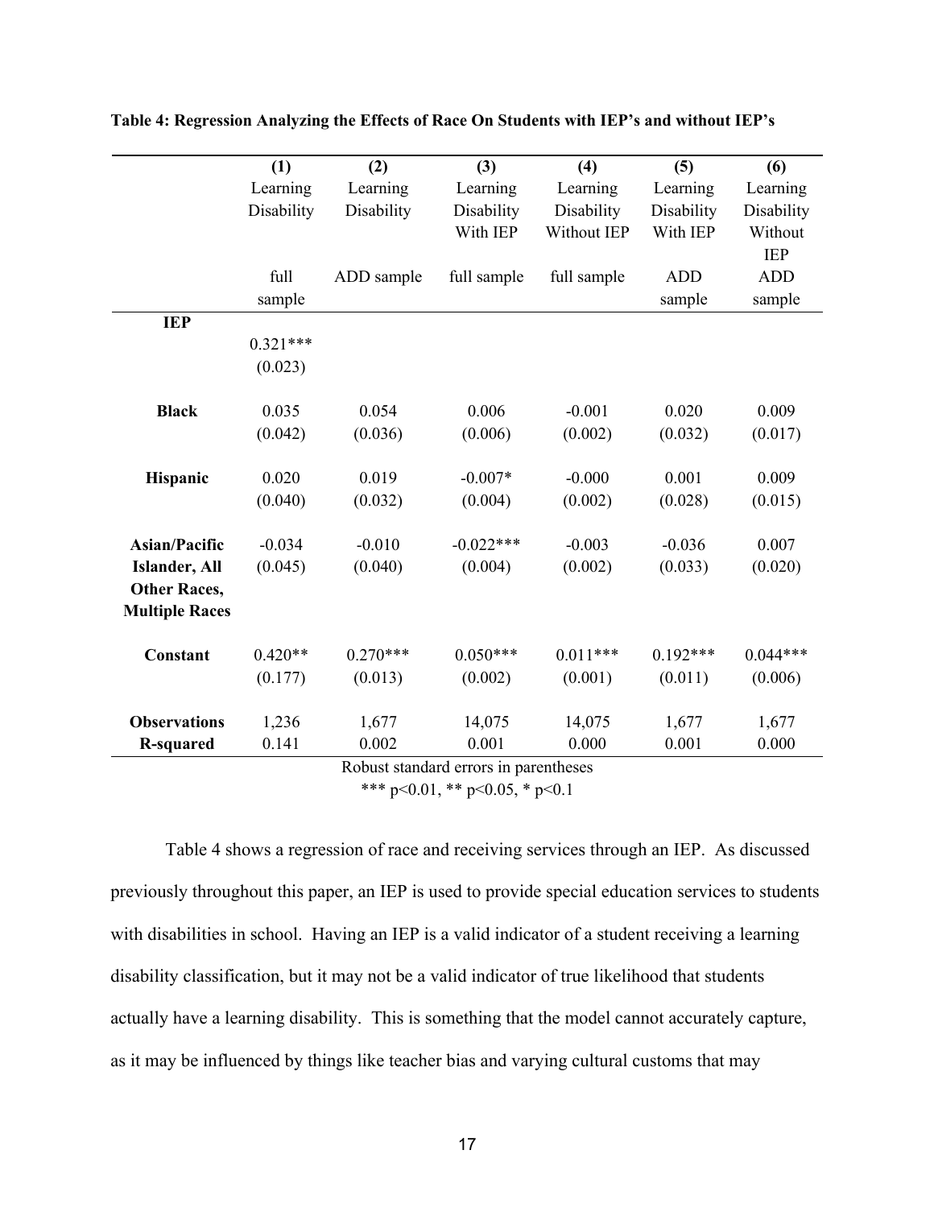**Table 4: Regression Analyzing the Effects of Race On Students with IEP's and without IEP's**

| | (1) | (2) | (3) | (4) | (5) | (6) |
|---|---|---|---|---|---|---|
| | Learning Disability | Learning Disability | Learning Disability With IEP | Learning Disability Without IEP | Learning Disability With IEP | Learning Disability Without IEP |
| | full sample | ADD sample | full sample | full sample | ADD sample | ADD sample |
| **IEP** | 0.321*** | | | | | |
| | (0.023) | | | | | |
| **Black** | 0.035 | 0.054 | 0.006 | -0.001 | 0.020 | 0.009 |
| | (0.042) | (0.036) | (0.006) | (0.002) | (0.032) | (0.017) |
| **Hispanic** | 0.020 | 0.019 | -0.007* | -0.000 | 0.001 | 0.009 |
| | (0.040) | (0.032) | (0.004) | (0.002) | (0.028) | (0.015) |
| **Asian/Pacific Islander, All Other Races, Multiple Races** | -0.034 | -0.010 | -0.022*** | -0.003 | -0.036 | 0.007 |
| | (0.045) | (0.040) | (0.004) | (0.002) | (0.033) | (0.020) |
| **Constant** | 0.420** | 0.270*** | 0.050*** | 0.011*** | 0.192*** | 0.044*** |
| | (0.177) | (0.013) | (0.002) | (0.001) | (0.011) | (0.006) |
| **Observations** | 1,236 | 1,677 | 14,075 | 14,075 | 1,677 | 1,677 |
| **R-squared** | 0.141 | 0.002 | 0.001 | 0.000 | 0.001 | 0.000 |

Robust standard errors in parentheses
*** p<0.01, ** p<0.05, * p<0.1

Table 4 shows a regression of race and receiving services through an IEP. As discussed previously throughout this paper, an IEP is used to provide special education services to students with disabilities in school. Having an IEP is a valid indicator of a student receiving a learning disability classification, but it may not be a valid indicator of true likelihood that students actually have a learning disability. This is something that the model cannot accurately capture, as it may be influenced by things like teacher bias and varying cultural customs that may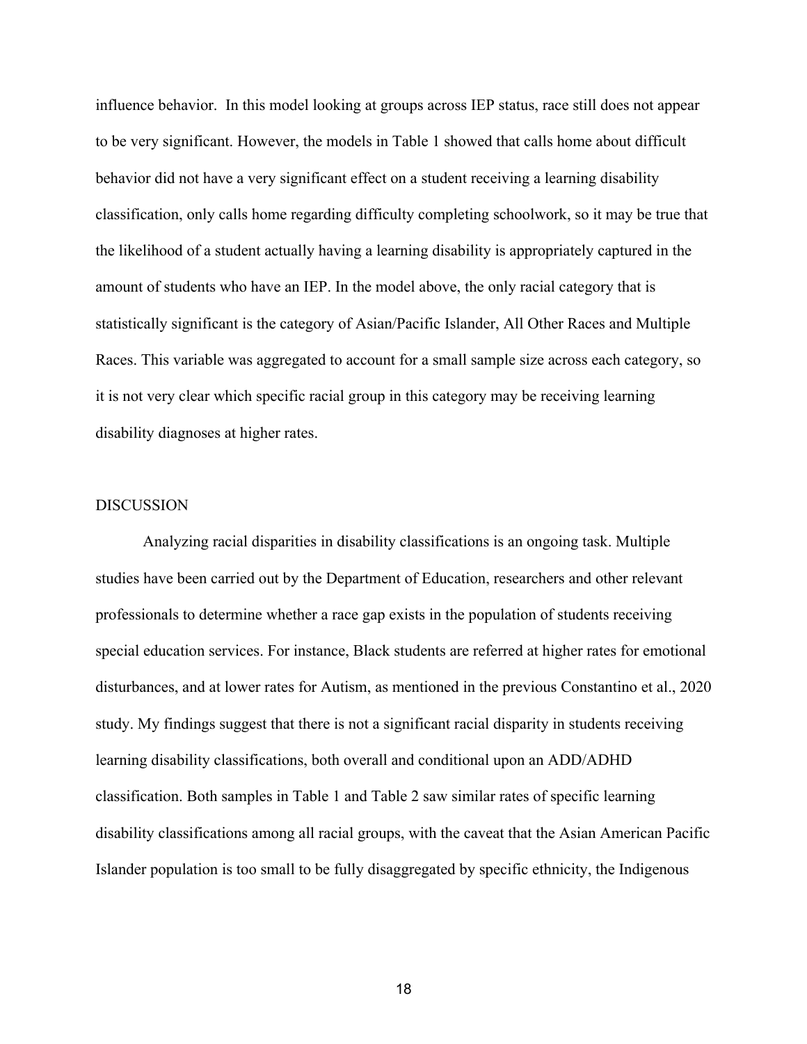influence behavior. In this model looking at groups across IEP status, race still does not appear to be very significant. However, the models in Table 1 showed that calls home about difficult behavior did not have a very significant effect on a student receiving a learning disability classification, only calls home regarding difficulty completing schoolwork, so it may be true that the likelihood of a student actually having a learning disability is appropriately captured in the amount of students who have an IEP. In the model above, the only racial category that is statistically significant is the category of Asian/Pacific Islander, All Other Races and Multiple Races. This variable was aggregated to account for a small sample size across each category, so it is not very clear which specific racial group in this category may be receiving learning disability diagnoses at higher rates.

## DISCUSSION

Analyzing racial disparities in disability classifications is an ongoing task. Multiple studies have been carried out by the Department of Education, researchers and other relevant professionals to determine whether a race gap exists in the population of students receiving special education services. For instance, Black students are referred at higher rates for emotional disturbances, and at lower rates for Autism, as mentioned in the previous Constantino et al., 2020 study. My findings suggest that there is not a significant racial disparity in students receiving learning disability classifications, both overall and conditional upon an ADD/ADHD classification. Both samples in Table 1 and Table 2 saw similar rates of specific learning disability classifications among all racial groups, with the caveat that the Asian American Pacific Islander population is too small to be fully disaggregated by specific ethnicity, the Indigenous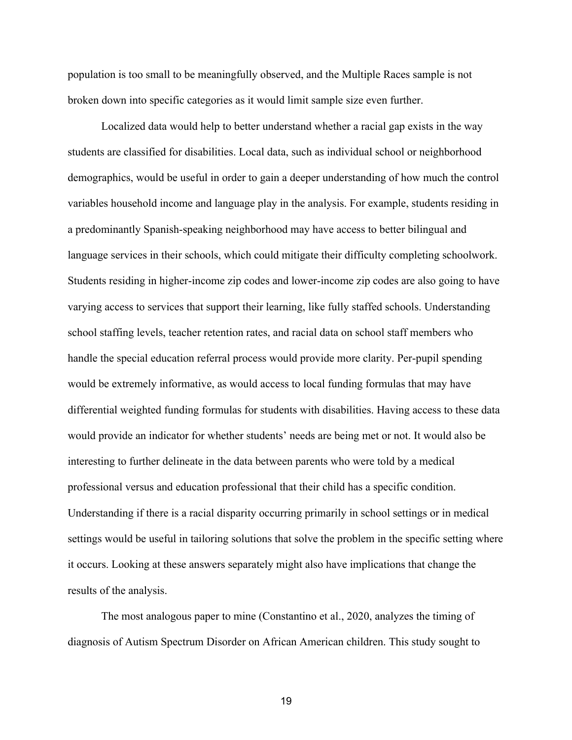population is too small to be meaningfully observed, and the Multiple Races sample is not broken down into specific categories as it would limit sample size even further.

Localized data would help to better understand whether a racial gap exists in the way students are classified for disabilities. Local data, such as individual school or neighborhood demographics, would be useful in order to gain a deeper understanding of how much the control variables household income and language play in the analysis. For example, students residing in a predominantly Spanish-speaking neighborhood may have access to better bilingual and language services in their schools, which could mitigate their difficulty completing schoolwork. Students residing in higher-income zip codes and lower-income zip codes are also going to have varying access to services that support their learning, like fully staffed schools. Understanding school staffing levels, teacher retention rates, and racial data on school staff members who handle the special education referral process would provide more clarity. Per-pupil spending would be extremely informative, as would access to local funding formulas that may have differential weighted funding formulas for students with disabilities. Having access to these data would provide an indicator for whether students' needs are being met or not. It would also be interesting to further delineate in the data between parents who were told by a medical professional versus and education professional that their child has a specific condition. Understanding if there is a racial disparity occurring primarily in school settings or in medical settings would be useful in tailoring solutions that solve the problem in the specific setting where it occurs. Looking at these answers separately might also have implications that change the results of the analysis.

The most analogous paper to mine (Constantino et al., 2020, analyzes the timing of diagnosis of Autism Spectrum Disorder on African American children. This study sought to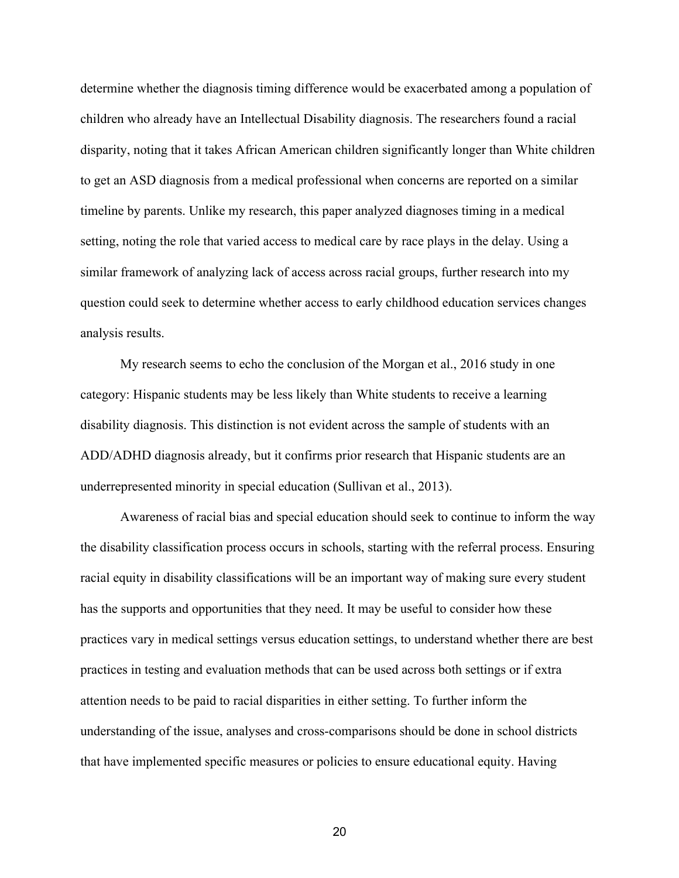determine whether the diagnosis timing difference would be exacerbated among a population of children who already have an Intellectual Disability diagnosis. The researchers found a racial disparity, noting that it takes African American children significantly longer than White children to get an ASD diagnosis from a medical professional when concerns are reported on a similar timeline by parents. Unlike my research, this paper analyzed diagnoses timing in a medical setting, noting the role that varied access to medical care by race plays in the delay. Using a similar framework of analyzing lack of access across racial groups, further research into my question could seek to determine whether access to early childhood education services changes analysis results.

My research seems to echo the conclusion of the Morgan et al., 2016 study in one category: Hispanic students may be less likely than White students to receive a learning disability diagnosis. This distinction is not evident across the sample of students with an ADD/ADHD diagnosis already, but it confirms prior research that Hispanic students are an underrepresented minority in special education (Sullivan et al., 2013).

Awareness of racial bias and special education should seek to continue to inform the way the disability classification process occurs in schools, starting with the referral process. Ensuring racial equity in disability classifications will be an important way of making sure every student has the supports and opportunities that they need. It may be useful to consider how these practices vary in medical settings versus education settings, to understand whether there are best practices in testing and evaluation methods that can be used across both settings or if extra attention needs to be paid to racial disparities in either setting. To further inform the understanding of the issue, analyses and cross-comparisons should be done in school districts that have implemented specific measures or policies to ensure educational equity. Having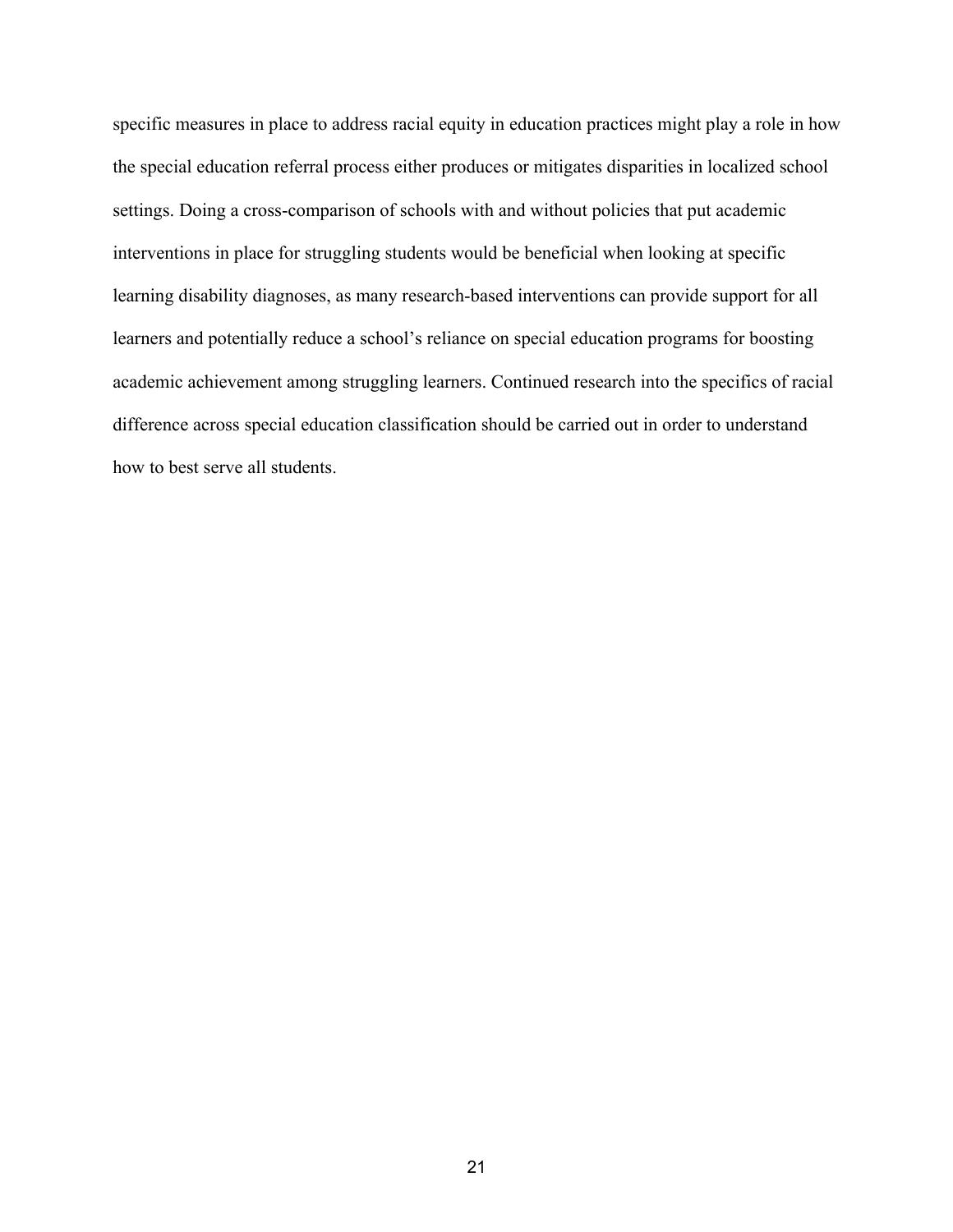specific measures in place to address racial equity in education practices might play a role in how the special education referral process either produces or mitigates disparities in localized school settings. Doing a cross-comparison of schools with and without policies that put academic interventions in place for struggling students would be beneficial when looking at specific learning disability diagnoses, as many research-based interventions can provide support for all learners and potentially reduce a school's reliance on special education programs for boosting academic achievement among struggling learners. Continued research into the specifics of racial difference across special education classification should be carried out in order to understand how to best serve all students.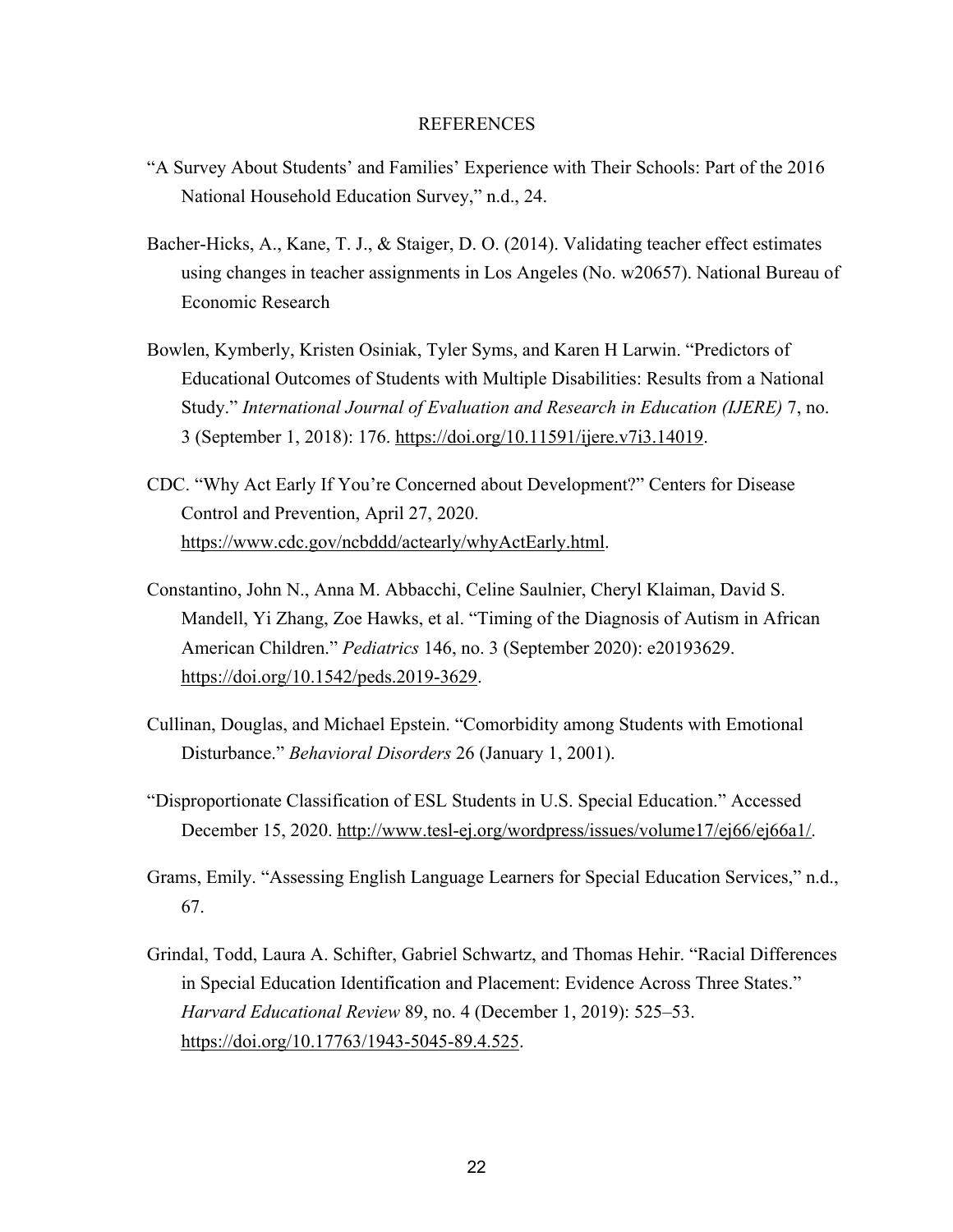# REFERENCES

"A Survey About Students' and Families' Experience with Their Schools: Part of the 2016 National Household Education Survey," n.d., 24.

Bacher-Hicks, A., Kane, T. J., & Staiger, D. O. (2014). Validating teacher effect estimates using changes in teacher assignments in Los Angeles (No. w20657). National Bureau of Economic Research

Bowlen, Kymberly, Kristen Osiniak, Tyler Syms, and Karen H Larwin. "Predictors of Educational Outcomes of Students with Multiple Disabilities: Results from a National Study." *International Journal of Evaluation and Research in Education (IJERE)* 7, no. 3 (September 1, 2018): 176. https://doi.org/10.11591/ijere.v7i3.14019.

CDC. "Why Act Early If You're Concerned about Development?" Centers for Disease Control and Prevention, April 27, 2020. https://www.cdc.gov/ncbddd/actearly/whyActEarly.html.

Constantino, John N., Anna M. Abbacchi, Celine Saulnier, Cheryl Klaiman, David S. Mandell, Yi Zhang, Zoe Hawks, et al. "Timing of the Diagnosis of Autism in African American Children." *Pediatrics* 146, no. 3 (September 2020): e20193629. https://doi.org/10.1542/peds.2019-3629.

Cullinan, Douglas, and Michael Epstein. "Comorbidity among Students with Emotional Disturbance." *Behavioral Disorders* 26 (January 1, 2001).

"Disproportionate Classification of ESL Students in U.S. Special Education." Accessed December 15, 2020. http://www.tesl-ej.org/wordpress/issues/volume17/ej66/ej66a1/.

Grams, Emily. "Assessing English Language Learners for Special Education Services," n.d., 67.

Grindal, Todd, Laura A. Schifter, Gabriel Schwartz, and Thomas Hehir. "Racial Differences in Special Education Identification and Placement: Evidence Across Three States." *Harvard Educational Review* 89, no. 4 (December 1, 2019): 525–53. https://doi.org/10.17763/1943-5045-89.4.525.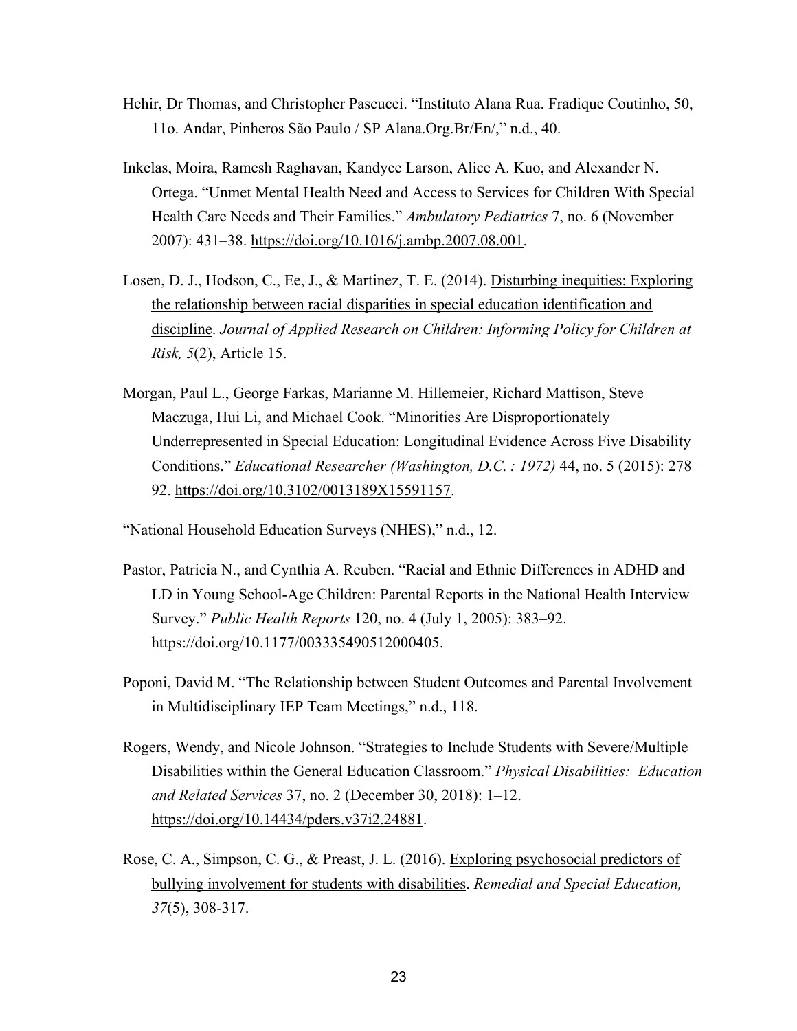Hehir, Dr Thomas, and Christopher Pascucci. "Instituto Alana Rua. Fradique Coutinho, 50, 11o. Andar, Pinheros São Paulo / SP Alana.Org.Br/En/," n.d., 40.

Inkelas, Moira, Ramesh Raghavan, Kandyce Larson, Alice A. Kuo, and Alexander N. Ortega. "Unmet Mental Health Need and Access to Services for Children With Special Health Care Needs and Their Families." *Ambulatory Pediatrics* 7, no. 6 (November 2007): 431–38. https://doi.org/10.1016/j.ambp.2007.08.001.

Losen, D. J., Hodson, C., Ee, J., & Martinez, T. E. (2014). Disturbing inequities: Exploring the relationship between racial disparities in special education identification and discipline. *Journal of Applied Research on Children: Informing Policy for Children at Risk, 5*(2), Article 15.

Morgan, Paul L., George Farkas, Marianne M. Hillemeier, Richard Mattison, Steve Maczuga, Hui Li, and Michael Cook. "Minorities Are Disproportionately Underrepresented in Special Education: Longitudinal Evidence Across Five Disability Conditions." *Educational Researcher (Washington, D.C. : 1972)* 44, no. 5 (2015): 278–92. https://doi.org/10.3102/0013189X15591157.

"National Household Education Surveys (NHES)," n.d., 12.

Pastor, Patricia N., and Cynthia A. Reuben. "Racial and Ethnic Differences in ADHD and LD in Young School-Age Children: Parental Reports in the National Health Interview Survey." *Public Health Reports* 120, no. 4 (July 1, 2005): 383–92. https://doi.org/10.1177/003335490512000405.

Poponi, David M. "The Relationship between Student Outcomes and Parental Involvement in Multidisciplinary IEP Team Meetings," n.d., 118.

Rogers, Wendy, and Nicole Johnson. "Strategies to Include Students with Severe/Multiple Disabilities within the General Education Classroom." *Physical Disabilities: Education and Related Services* 37, no. 2 (December 30, 2018): 1–12. https://doi.org/10.14434/pders.v37i2.24881.

Rose, C. A., Simpson, C. G., & Preast, J. L. (2016). Exploring psychosocial predictors of bullying involvement for students with disabilities. *Remedial and Special Education, 37*(5), 308-317.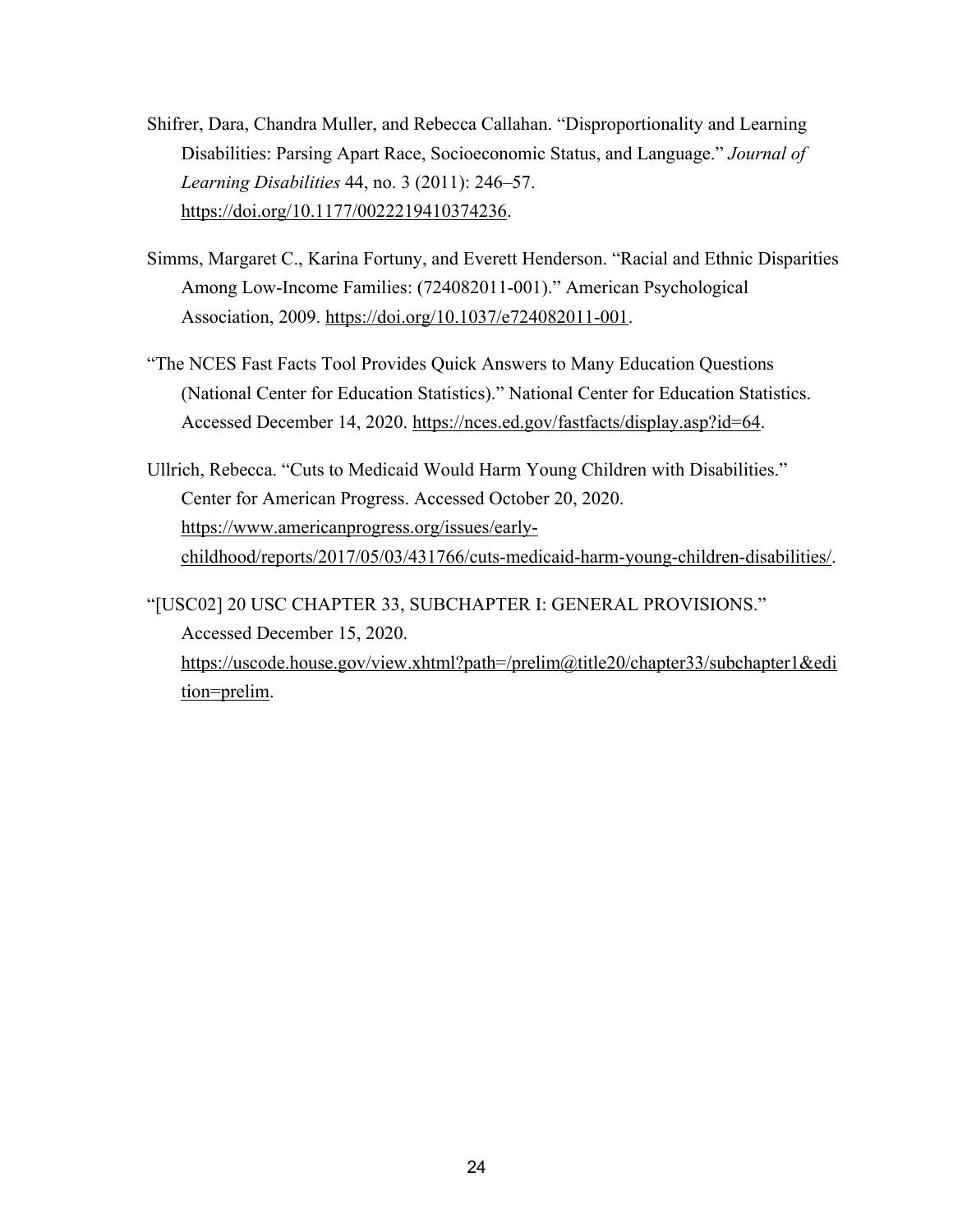Shifrer, Dara, Chandra Muller, and Rebecca Callahan. "Disproportionality and Learning Disabilities: Parsing Apart Race, Socioeconomic Status, and Language." *Journal of Learning Disabilities* 44, no. 3 (2011): 246–57. https://doi.org/10.1177/0022219410374236.

Simms, Margaret C., Karina Fortuny, and Everett Henderson. "Racial and Ethnic Disparities Among Low-Income Families: (724082011-001)." American Psychological Association, 2009. https://doi.org/10.1037/e724082011-001.

"The NCES Fast Facts Tool Provides Quick Answers to Many Education Questions (National Center for Education Statistics)." National Center for Education Statistics. Accessed December 14, 2020. https://nces.ed.gov/fastfacts/display.asp?id=64.

Ullrich, Rebecca. "Cuts to Medicaid Would Harm Young Children with Disabilities." Center for American Progress. Accessed October 20, 2020. https://www.americanprogress.org/issues/early-childhood/reports/2017/05/03/431766/cuts-medicaid-harm-young-children-disabilities/.

"[USC02] 20 USC CHAPTER 33, SUBCHAPTER I: GENERAL PROVISIONS." Accessed December 15, 2020. https://uscode.house.gov/view.xhtml?path=/prelim@title20/chapter33/subchapter1&edition=prelim.